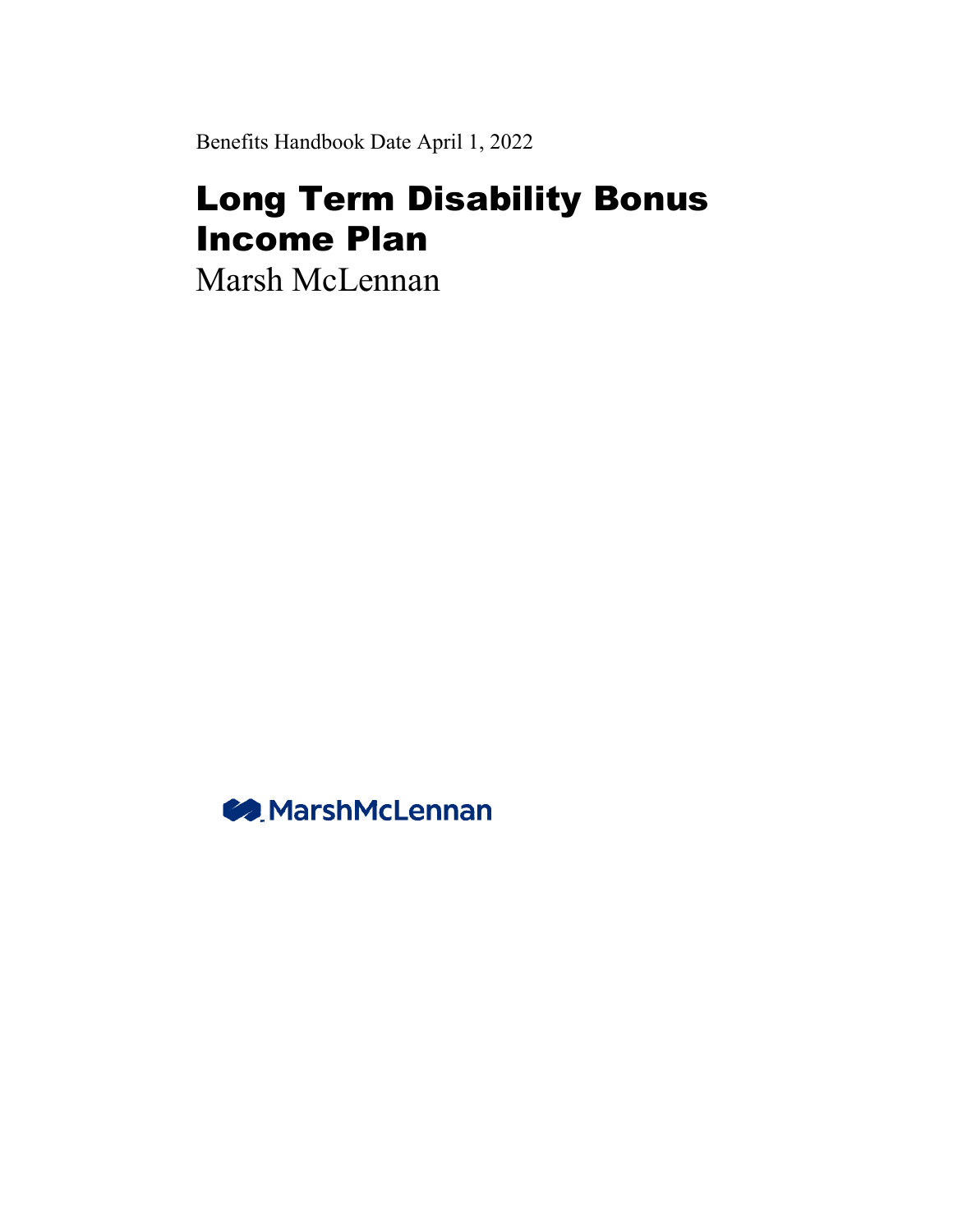Benefits Handbook Date April 1, 2022

# Long Term Disability Bonus Income Plan

Marsh McLennan

MarshMcLennan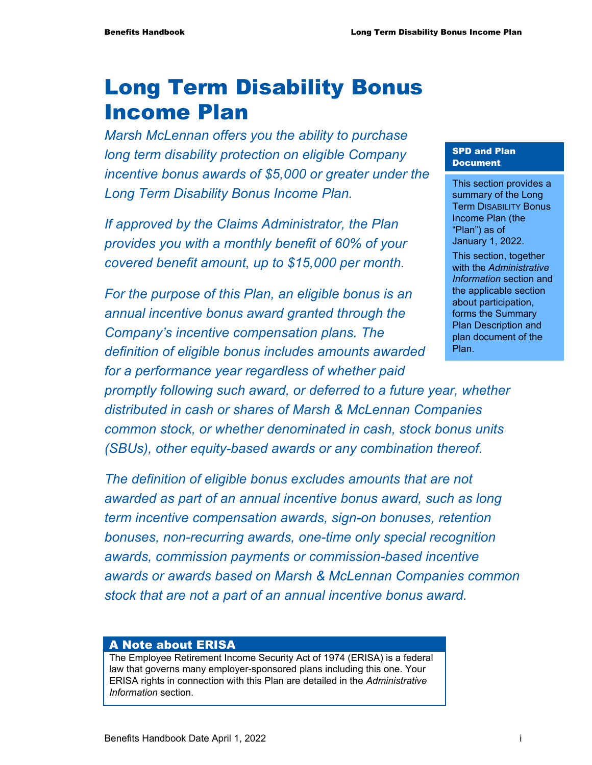# Long Term Disability Bonus Income Plan

*Marsh McLennan offers you the ability to purchase long term disability protection on eligible Company incentive bonus awards of $5,000 or greater under the Long Term Disability Bonus Income Plan.*

*If approved by the Claims Administrator, the Plan provides you with a monthly benefit of 60% of your covered benefit amount, up to $15,000 per month.*

*For the purpose of this Plan, an eligible bonus is an annual incentive bonus award granted through the Company's incentive compensation plans. The definition of eligible bonus includes amounts awarded for a performance year regardless of whether paid promptly following such award, or deferred to a future year, whether distributed in cash or shares of Marsh & McLennan Companies common stock, or whether denominated in cash, stock bonus units (SBUs), other equity-based awards or any combination thereof.*

*The definition of eligible bonus excludes amounts that are not awarded as part of an annual incentive bonus award, such as long term incentive compensation awards, sign-on bonuses, retention bonuses, non-recurring awards, one-time only special recognition awards, commission payments or commission-based incentive awards or awards based on Marsh & McLennan Companies common stock that are not a part of an annual incentive bonus award.*

**SPD and Plan Document**

This section provides a summary of the Long Term Disability Bonus Income Plan (the "Plan") as of January 1, 2022.

This section, together with the *Administrative Information* section and the applicable section about participation, forms the Summary Plan Description and plan document of the Plan.

**A Note about ERISA**

The Employee Retirement Income Security Act of 1974 (ERISA) is a federal law that governs many employer-sponsored plans including this one. Your ERISA rights in connection with this Plan are detailed in the *Administrative Information* section.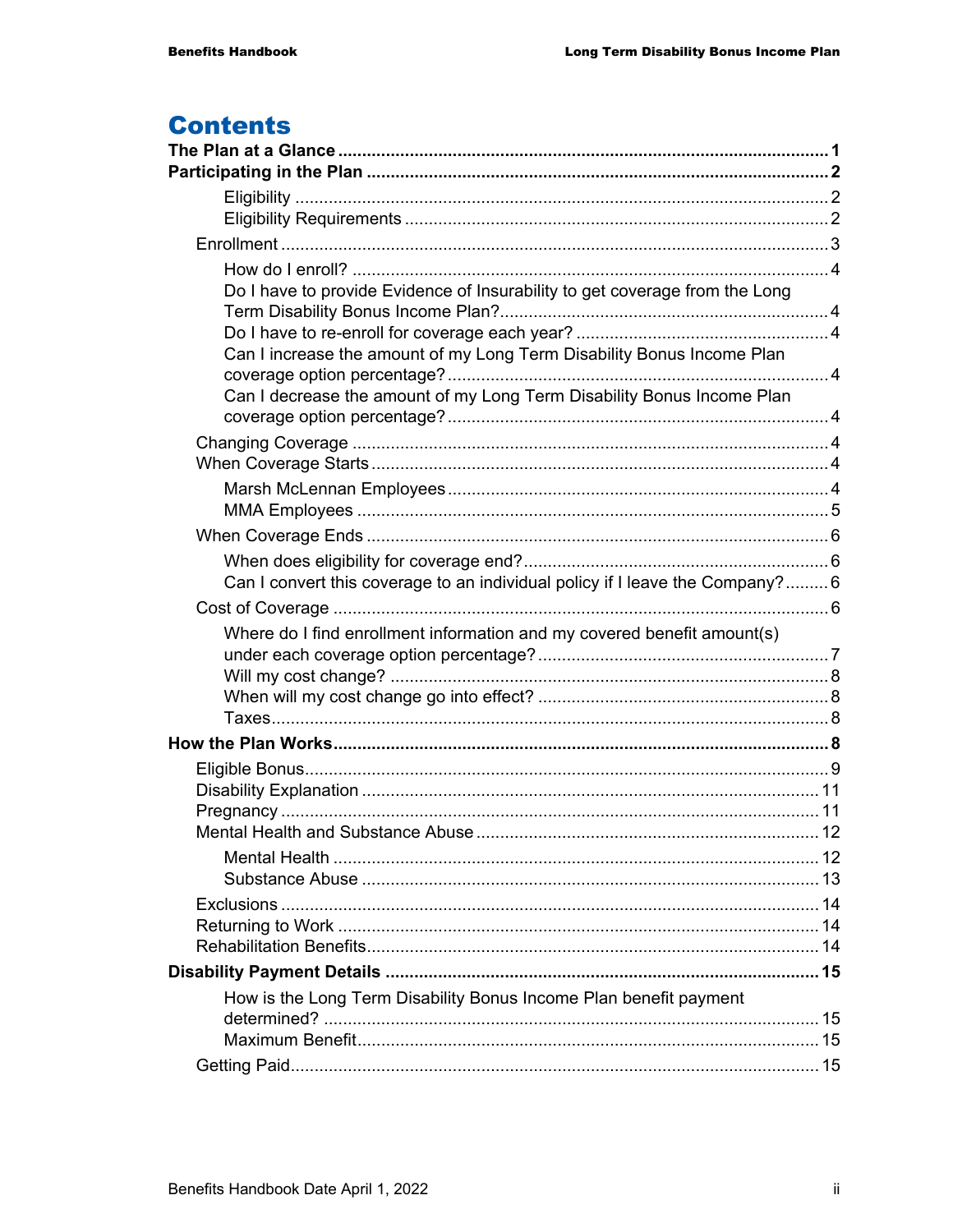# Contents

**The Plan at a Glance** ..... **1**

**Participating in the Plan** ..... **2**

- Eligibility ..... 2
- Eligibility Requirements ..... 2

Enrollment ..... 3

- How do I enroll? ..... 4
- Do I have to provide Evidence of Insurability to get coverage from the Long Term Disability Bonus Income Plan? ..... 4
- Do I have to re-enroll for coverage each year? ..... 4
- Can I increase the amount of my Long Term Disability Bonus Income Plan coverage option percentage? ..... 4
- Can I decrease the amount of my Long Term Disability Bonus Income Plan coverage option percentage? ..... 4

Changing Coverage ..... 4

When Coverage Starts ..... 4

- Marsh McLennan Employees ..... 4
- MMA Employees ..... 5

When Coverage Ends ..... 6

- When does eligibility for coverage end? ..... 6
- Can I convert this coverage to an individual policy if I leave the Company? ..... 6

Cost of Coverage ..... 6

- Where do I find enrollment information and my covered benefit amount(s) under each coverage option percentage? ..... 7
- Will my cost change? ..... 8
- When will my cost change go into effect? ..... 8
- Taxes ..... 8

**How the Plan Works** ..... **8**

Eligible Bonus ..... 9

Disability Explanation ..... 11

Pregnancy ..... 11

Mental Health and Substance Abuse ..... 12

- Mental Health ..... 12
- Substance Abuse ..... 13

Exclusions ..... 14

Returning to Work ..... 14

Rehabilitation Benefits ..... 14

**Disability Payment Details** ..... **15**

- How is the Long Term Disability Bonus Income Plan benefit payment determined? ..... 15
- Maximum Benefit ..... 15

Getting Paid ..... 15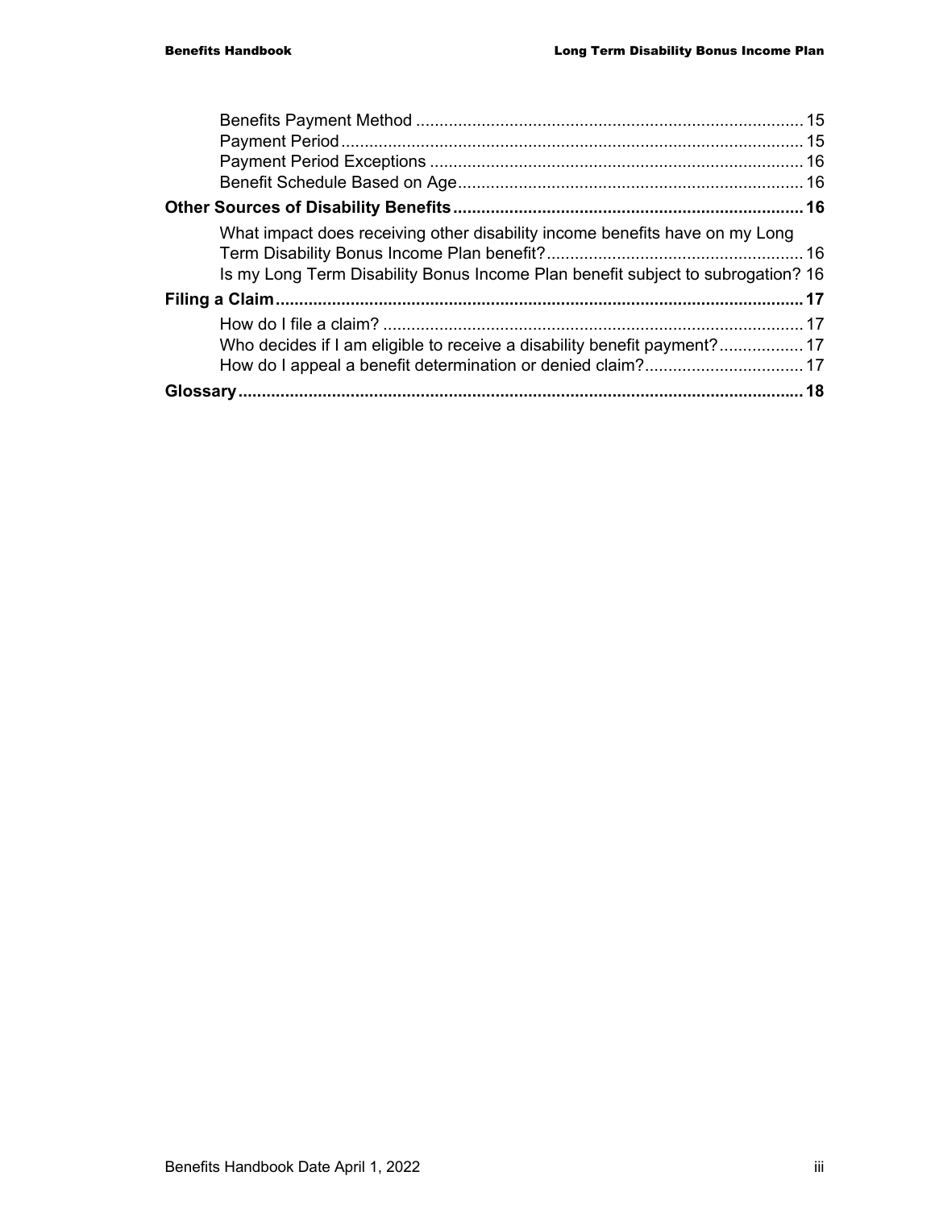Benefits Payment Method .................................................................................. 15
Payment Period .................................................................................................. 15
Payment Period Exceptions ............................................................................... 16
Benefit Schedule Based on Age ......................................................................... 16

**Other Sources of Disability Benefits ........................................................................... 16**

What impact does receiving other disability income benefits have on my Long Term Disability Bonus Income Plan benefit? ...................................................... 16
Is my Long Term Disability Bonus Income Plan benefit subject to subrogation? 16

**Filing a Claim ................................................................................................................. 17**

How do I file a claim? ......................................................................................... 17
Who decides if I am eligible to receive a disability benefit payment? .................. 17
How do I appeal a benefit determination or denied claim? .................................. 17

**Glossary ......................................................................................................................... 18**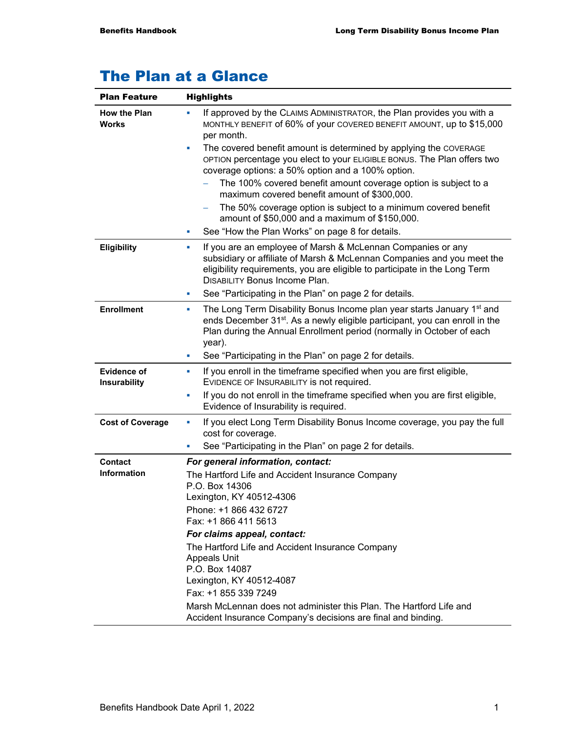# The Plan at a Glance

| Plan Feature | Highlights |
| --- | --- |
| **How the Plan Works** | ▪ If approved by the CLAIMS ADMINISTRATOR, the Plan provides you with a MONTHLY BENEFIT of 60% of your COVERED BENEFIT AMOUNT, up to $15,000 per month.<br>▪ The covered benefit amount is determined by applying the COVERAGE OPTION percentage you elect to your ELIGIBLE BONUS. The Plan offers two coverage options: a 50% option and a 100% option.<br>– The 100% covered benefit amount coverage option is subject to a maximum covered benefit amount of $300,000.<br>– The 50% coverage option is subject to a minimum covered benefit amount of $50,000 and a maximum of $150,000.<br>▪ See "How the Plan Works" on page 8 for details. |
| **Eligibility** | ▪ If you are an employee of Marsh & McLennan Companies or any subsidiary or affiliate of Marsh & McLennan Companies and you meet the eligibility requirements, you are eligible to participate in the Long Term DISABILITY Bonus Income Plan.<br>▪ See "Participating in the Plan" on page 2 for details. |
| **Enrollment** | ▪ The Long Term Disability Bonus Income plan year starts January 1st and ends December 31st. As a newly eligible participant, you can enroll in the Plan during the Annual Enrollment period (normally in October of each year).<br>▪ See "Participating in the Plan" on page 2 for details. |
| **Evidence of Insurability** | ▪ If you enroll in the timeframe specified when you are first eligible, EVIDENCE OF INSURABILITY is not required.<br>▪ If you do not enroll in the timeframe specified when you are first eligible, Evidence of Insurability is required. |
| **Cost of Coverage** | ▪ If you elect Long Term Disability Bonus Income coverage, you pay the full cost for coverage.<br>▪ See "Participating in the Plan" on page 2 for details. |
| **Contact Information** | ***For general information, contact:***<br>The Hartford Life and Accident Insurance Company<br>P.O. Box 14306<br>Lexington, KY 40512-4306<br>Phone: +1 866 432 6727<br>Fax: +1 866 411 5613<br>***For claims appeal, contact:***<br>The Hartford Life and Accident Insurance Company<br>Appeals Unit<br>P.O. Box 14087<br>Lexington, KY 40512-4087<br>Fax: +1 855 339 7249<br>Marsh McLennan does not administer this Plan. The Hartford Life and Accident Insurance Company's decisions are final and binding. |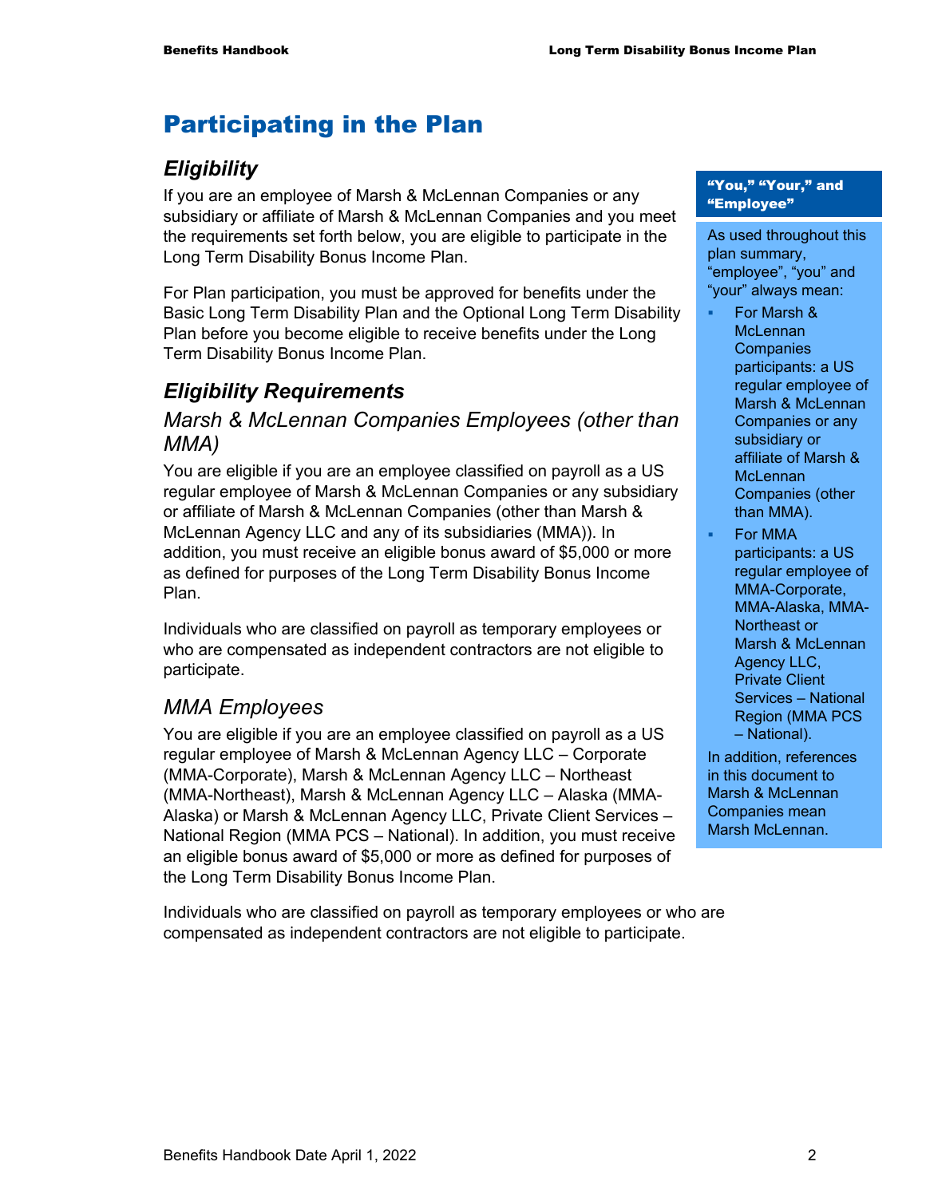# Participating in the Plan

## Eligibility

If you are an employee of Marsh & McLennan Companies or any subsidiary or affiliate of Marsh & McLennan Companies and you meet the requirements set forth below, you are eligible to participate in the Long Term Disability Bonus Income Plan.

For Plan participation, you must be approved for benefits under the Basic Long Term Disability Plan and the Optional Long Term Disability Plan before you become eligible to receive benefits under the Long Term Disability Bonus Income Plan.

**"You," "Your," and "Employee"**

As used throughout this plan summary, "employee", "you" and "your" always mean:

- For Marsh & McLennan Companies participants: a US regular employee of Marsh & McLennan Companies or any subsidiary or affiliate of Marsh & McLennan Companies (other than MMA).
- For MMA participants: a US regular employee of MMA-Corporate, MMA-Alaska, MMA-Northeast or Marsh & McLennan Agency LLC, Private Client Services – National Region (MMA PCS – National).

In addition, references in this document to Marsh & McLennan Companies mean Marsh McLennan.

## Eligibility Requirements

### Marsh & McLennan Companies Employees (other than MMA)

You are eligible if you are an employee classified on payroll as a US regular employee of Marsh & McLennan Companies or any subsidiary or affiliate of Marsh & McLennan Companies (other than Marsh & McLennan Agency LLC and any of its subsidiaries (MMA)). In addition, you must receive an eligible bonus award of $5,000 or more as defined for purposes of the Long Term Disability Bonus Income Plan.

Individuals who are classified on payroll as temporary employees or who are compensated as independent contractors are not eligible to participate.

### MMA Employees

You are eligible if you are an employee classified on payroll as a US regular employee of Marsh & McLennan Agency LLC – Corporate (MMA-Corporate), Marsh & McLennan Agency LLC – Northeast (MMA-Northeast), Marsh & McLennan Agency LLC – Alaska (MMA-Alaska) or Marsh & McLennan Agency LLC, Private Client Services – National Region (MMA PCS – National). In addition, you must receive an eligible bonus award of $5,000 or more as defined for purposes of the Long Term Disability Bonus Income Plan.

Individuals who are classified on payroll as temporary employees or who are compensated as independent contractors are not eligible to participate.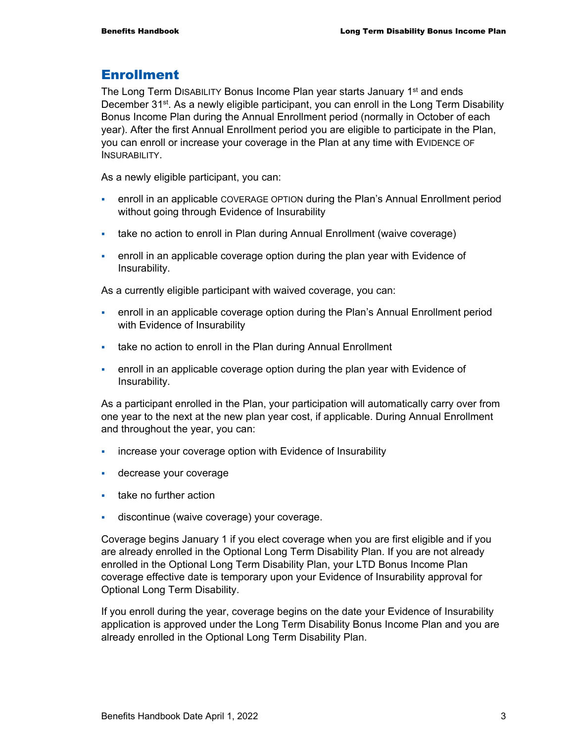## Enrollment

The Long Term DISABILITY Bonus Income Plan year starts January 1st and ends December 31st. As a newly eligible participant, you can enroll in the Long Term Disability Bonus Income Plan during the Annual Enrollment period (normally in October of each year). After the first Annual Enrollment period you are eligible to participate in the Plan, you can enroll or increase your coverage in the Plan at any time with EVIDENCE OF INSURABILITY.

As a newly eligible participant, you can:

- enroll in an applicable COVERAGE OPTION during the Plan's Annual Enrollment period without going through Evidence of Insurability
- take no action to enroll in Plan during Annual Enrollment (waive coverage)
- enroll in an applicable coverage option during the plan year with Evidence of Insurability.

As a currently eligible participant with waived coverage, you can:

- enroll in an applicable coverage option during the Plan's Annual Enrollment period with Evidence of Insurability
- take no action to enroll in the Plan during Annual Enrollment
- enroll in an applicable coverage option during the plan year with Evidence of Insurability.

As a participant enrolled in the Plan, your participation will automatically carry over from one year to the next at the new plan year cost, if applicable. During Annual Enrollment and throughout the year, you can:

- increase your coverage option with Evidence of Insurability
- decrease your coverage
- take no further action
- discontinue (waive coverage) your coverage.

Coverage begins January 1 if you elect coverage when you are first eligible and if you are already enrolled in the Optional Long Term Disability Plan. If you are not already enrolled in the Optional Long Term Disability Plan, your LTD Bonus Income Plan coverage effective date is temporary upon your Evidence of Insurability approval for Optional Long Term Disability.

If you enroll during the year, coverage begins on the date your Evidence of Insurability application is approved under the Long Term Disability Bonus Income Plan and you are already enrolled in the Optional Long Term Disability Plan.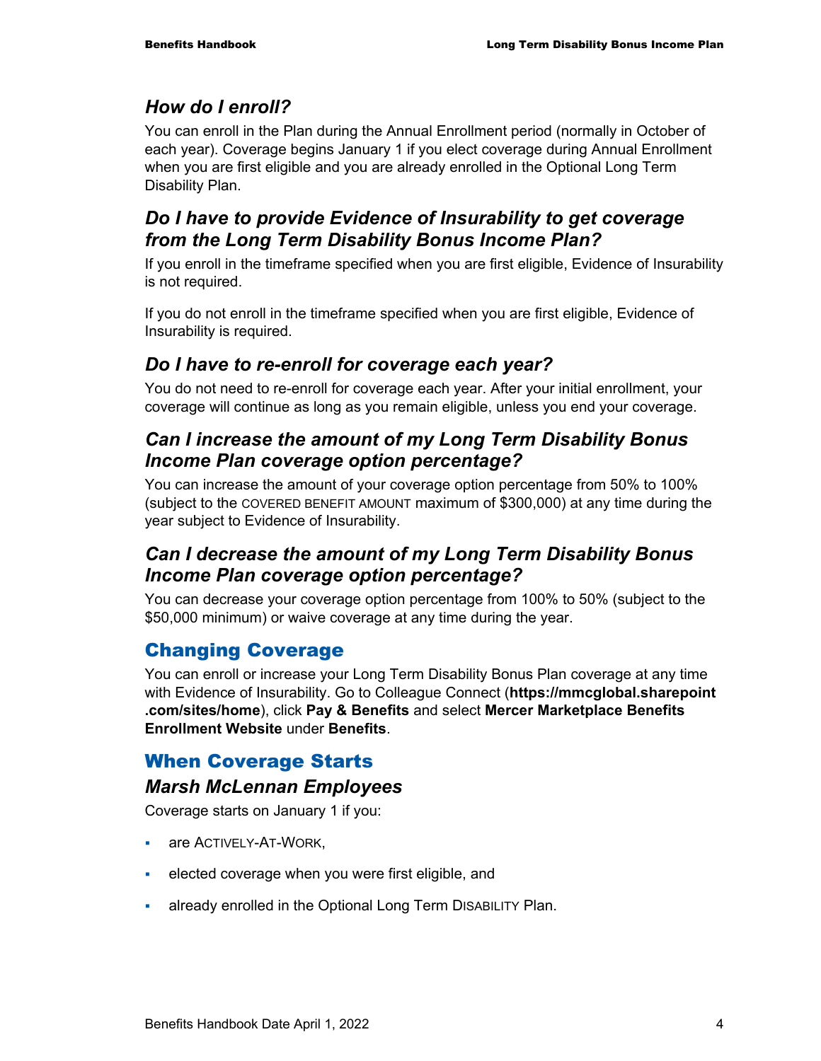### *How do I enroll?*

You can enroll in the Plan during the Annual Enrollment period (normally in October of each year). Coverage begins January 1 if you elect coverage during Annual Enrollment when you are first eligible and you are already enrolled in the Optional Long Term Disability Plan.

### *Do I have to provide Evidence of Insurability to get coverage from the Long Term Disability Bonus Income Plan?*

If you enroll in the timeframe specified when you are first eligible, Evidence of Insurability is not required.

If you do not enroll in the timeframe specified when you are first eligible, Evidence of Insurability is required.

### *Do I have to re-enroll for coverage each year?*

You do not need to re-enroll for coverage each year. After your initial enrollment, your coverage will continue as long as you remain eligible, unless you end your coverage.

### *Can I increase the amount of my Long Term Disability Bonus Income Plan coverage option percentage?*

You can increase the amount of your coverage option percentage from 50% to 100% (subject to the COVERED BENEFIT AMOUNT maximum of $300,000) at any time during the year subject to Evidence of Insurability.

### *Can I decrease the amount of my Long Term Disability Bonus Income Plan coverage option percentage?*

You can decrease your coverage option percentage from 100% to 50% (subject to the $50,000 minimum) or waive coverage at any time during the year.

## Changing Coverage

You can enroll or increase your Long Term Disability Bonus Plan coverage at any time with Evidence of Insurability. Go to Colleague Connect (**https://mmcglobal.sharepoint.com/sites/home**), click **Pay & Benefits** and select **Mercer Marketplace Benefits Enrollment Website** under **Benefits**.

## When Coverage Starts

### *Marsh McLennan Employees*

Coverage starts on January 1 if you:

- are ACTIVELY-AT-WORK,
- elected coverage when you were first eligible, and
- already enrolled in the Optional Long Term DISABILITY Plan.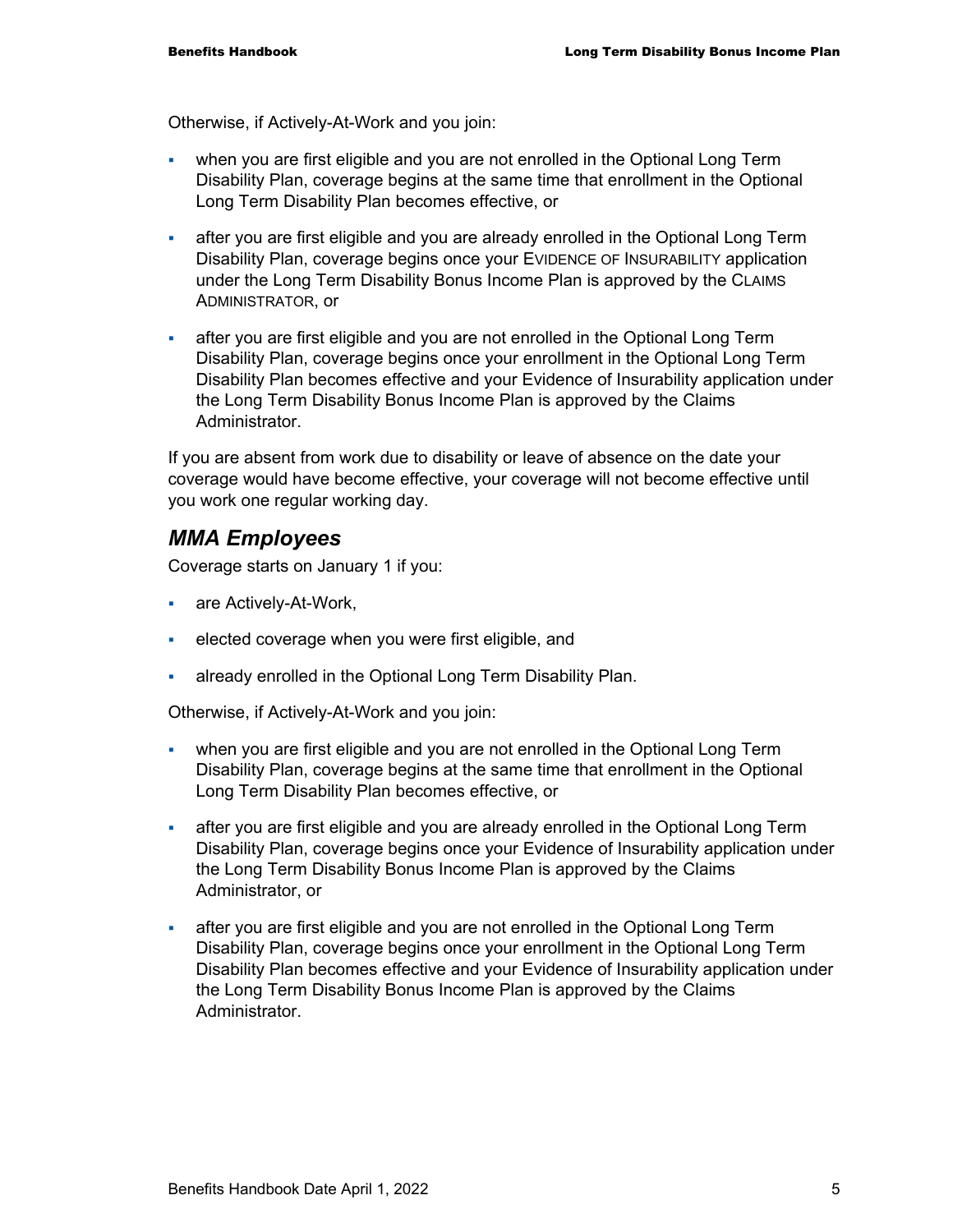Otherwise, if Actively-At-Work and you join:

- when you are first eligible and you are not enrolled in the Optional Long Term Disability Plan, coverage begins at the same time that enrollment in the Optional Long Term Disability Plan becomes effective, or
- after you are first eligible and you are already enrolled in the Optional Long Term Disability Plan, coverage begins once your EVIDENCE OF INSURABILITY application under the Long Term Disability Bonus Income Plan is approved by the CLAIMS ADMINISTRATOR, or
- after you are first eligible and you are not enrolled in the Optional Long Term Disability Plan, coverage begins once your enrollment in the Optional Long Term Disability Plan becomes effective and your Evidence of Insurability application under the Long Term Disability Bonus Income Plan is approved by the Claims Administrator.

If you are absent from work due to disability or leave of absence on the date your coverage would have become effective, your coverage will not become effective until you work one regular working day.

## *MMA Employees*

Coverage starts on January 1 if you:

- are Actively-At-Work,
- elected coverage when you were first eligible, and
- already enrolled in the Optional Long Term Disability Plan.

Otherwise, if Actively-At-Work and you join:

- when you are first eligible and you are not enrolled in the Optional Long Term Disability Plan, coverage begins at the same time that enrollment in the Optional Long Term Disability Plan becomes effective, or
- after you are first eligible and you are already enrolled in the Optional Long Term Disability Plan, coverage begins once your Evidence of Insurability application under the Long Term Disability Bonus Income Plan is approved by the Claims Administrator, or
- after you are first eligible and you are not enrolled in the Optional Long Term Disability Plan, coverage begins once your enrollment in the Optional Long Term Disability Plan becomes effective and your Evidence of Insurability application under the Long Term Disability Bonus Income Plan is approved by the Claims Administrator.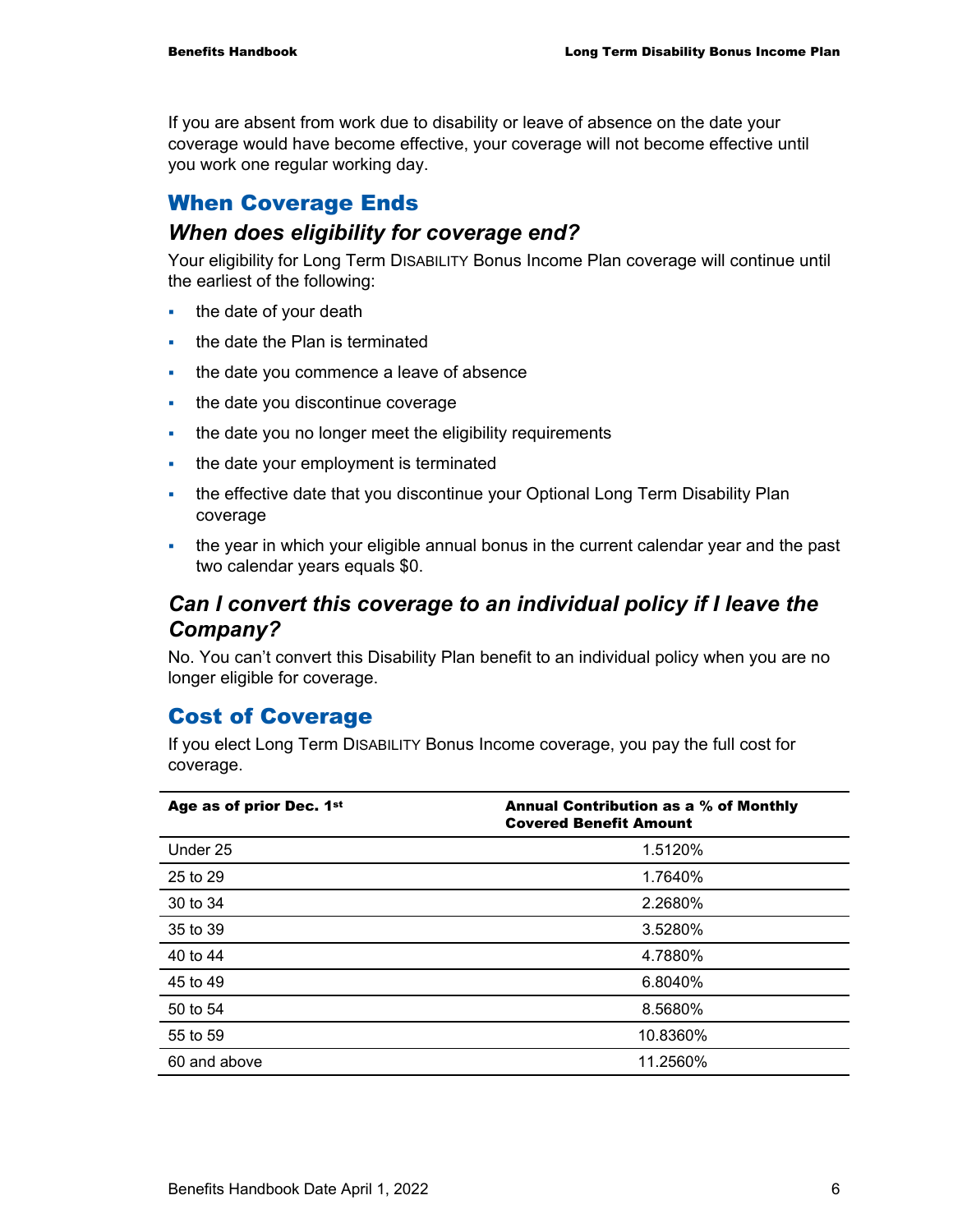If you are absent from work due to disability or leave of absence on the date your coverage would have become effective, your coverage will not become effective until you work one regular working day.

## When Coverage Ends

### *When does eligibility for coverage end?*

Your eligibility for Long Term DISABILITY Bonus Income Plan coverage will continue until the earliest of the following:

- the date of your death
- the date the Plan is terminated
- the date you commence a leave of absence
- the date you discontinue coverage
- the date you no longer meet the eligibility requirements
- the date your employment is terminated
- the effective date that you discontinue your Optional Long Term Disability Plan coverage
- the year in which your eligible annual bonus in the current calendar year and the past two calendar years equals $0.

### *Can I convert this coverage to an individual policy if I leave the Company?*

No. You can't convert this Disability Plan benefit to an individual policy when you are no longer eligible for coverage.

## Cost of Coverage

If you elect Long Term DISABILITY Bonus Income coverage, you pay the full cost for coverage.

| Age as of prior Dec. 1st | Annual Contribution as a % of Monthly Covered Benefit Amount |
|---|---|
| Under 25 | 1.5120% |
| 25 to 29 | 1.7640% |
| 30 to 34 | 2.2680% |
| 35 to 39 | 3.5280% |
| 40 to 44 | 4.7880% |
| 45 to 49 | 6.8040% |
| 50 to 54 | 8.5680% |
| 55 to 59 | 10.8360% |
| 60 and above | 11.2560% |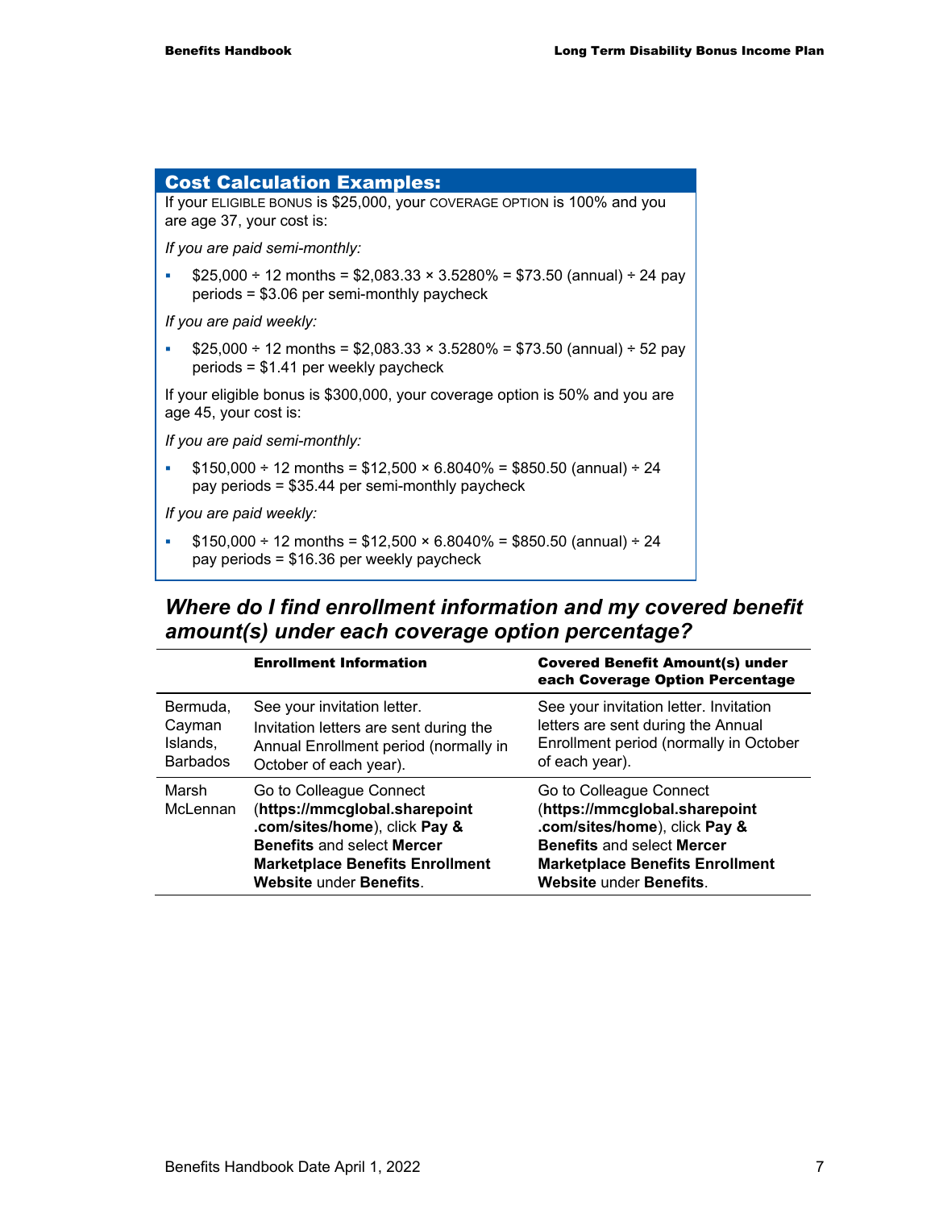### Cost Calculation Examples:

If your ELIGIBLE BONUS is $25,000, your COVERAGE OPTION is 100% and you are age 37, your cost is:

*If you are paid semi-monthly:*

- $25,000 ÷ 12 months = $2,083.33 × 3.5280% = $73.50 (annual) ÷ 24 pay periods = $3.06 per semi-monthly paycheck

*If you are paid weekly:*

- $25,000 ÷ 12 months = $2,083.33 × 3.5280% = $73.50 (annual) ÷ 52 pay periods = $1.41 per weekly paycheck

If your eligible bonus is $300,000, your coverage option is 50% and you are age 45, your cost is:

*If you are paid semi-monthly:*

- $150,000 ÷ 12 months = $12,500 × 6.8040% = $850.50 (annual) ÷ 24 pay periods = $35.44 per semi-monthly paycheck

*If you are paid weekly:*

- $150,000 ÷ 12 months = $12,500 × 6.8040% = $850.50 (annual) ÷ 24 pay periods = $16.36 per weekly paycheck

## *Where do I find enrollment information and my covered benefit amount(s) under each coverage option percentage?*

| | **Enrollment Information** | **Covered Benefit Amount(s) under each Coverage Option Percentage** |
|---|---|---|
| Bermuda, Cayman Islands, Barbados | See your invitation letter. Invitation letters are sent during the Annual Enrollment period (normally in October of each year). | See your invitation letter. Invitation letters are sent during the Annual Enrollment period (normally in October of each year). |
| Marsh McLennan | Go to Colleague Connect (**https://mmcglobal.sharepoint.com/sites/home**), click **Pay & Benefits** and select **Mercer Marketplace Benefits Enrollment Website** under **Benefits**. | Go to Colleague Connect (**https://mmcglobal.sharepoint.com/sites/home**), click **Pay & Benefits** and select **Mercer Marketplace Benefits Enrollment Website** under **Benefits**. |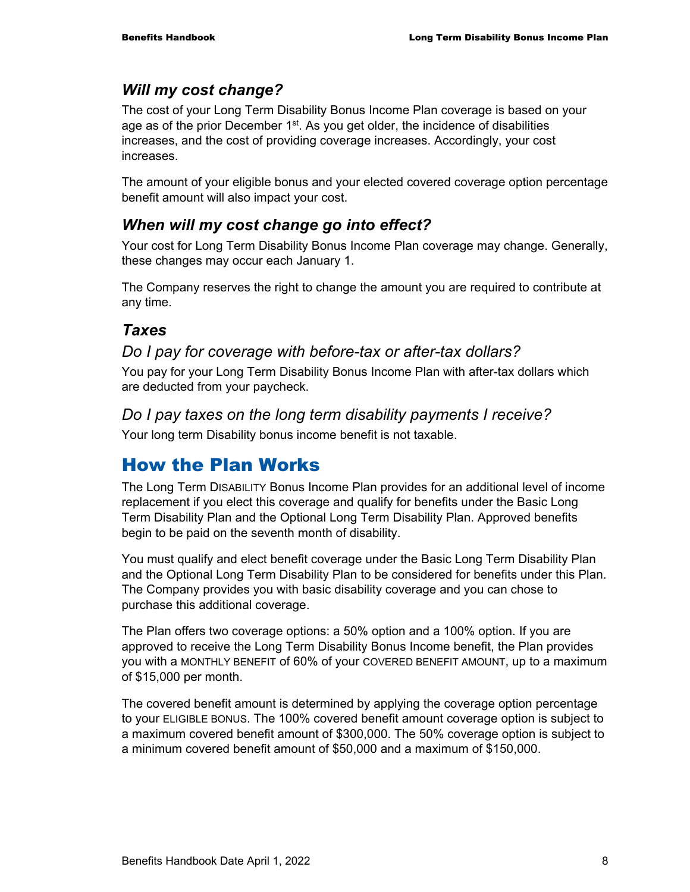### *Will my cost change?*

The cost of your Long Term Disability Bonus Income Plan coverage is based on your age as of the prior December 1st. As you get older, the incidence of disabilities increases, and the cost of providing coverage increases. Accordingly, your cost increases.

The amount of your eligible bonus and your elected covered coverage option percentage benefit amount will also impact your cost.

### *When will my cost change go into effect?*

Your cost for Long Term Disability Bonus Income Plan coverage may change. Generally, these changes may occur each January 1.

The Company reserves the right to change the amount you are required to contribute at any time.

### *Taxes*

#### *Do I pay for coverage with before-tax or after-tax dollars?*

You pay for your Long Term Disability Bonus Income Plan with after-tax dollars which are deducted from your paycheck.

#### *Do I pay taxes on the long term disability payments I receive?*

Your long term Disability bonus income benefit is not taxable.

## How the Plan Works

The Long Term DISABILITY Bonus Income Plan provides for an additional level of income replacement if you elect this coverage and qualify for benefits under the Basic Long Term Disability Plan and the Optional Long Term Disability Plan. Approved benefits begin to be paid on the seventh month of disability.

You must qualify and elect benefit coverage under the Basic Long Term Disability Plan and the Optional Long Term Disability Plan to be considered for benefits under this Plan. The Company provides you with basic disability coverage and you can chose to purchase this additional coverage.

The Plan offers two coverage options: a 50% option and a 100% option. If you are approved to receive the Long Term Disability Bonus Income benefit, the Plan provides you with a MONTHLY BENEFIT of 60% of your COVERED BENEFIT AMOUNT, up to a maximum of $15,000 per month.

The covered benefit amount is determined by applying the coverage option percentage to your ELIGIBLE BONUS. The 100% covered benefit amount coverage option is subject to a maximum covered benefit amount of $300,000. The 50% coverage option is subject to a minimum covered benefit amount of $50,000 and a maximum of $150,000.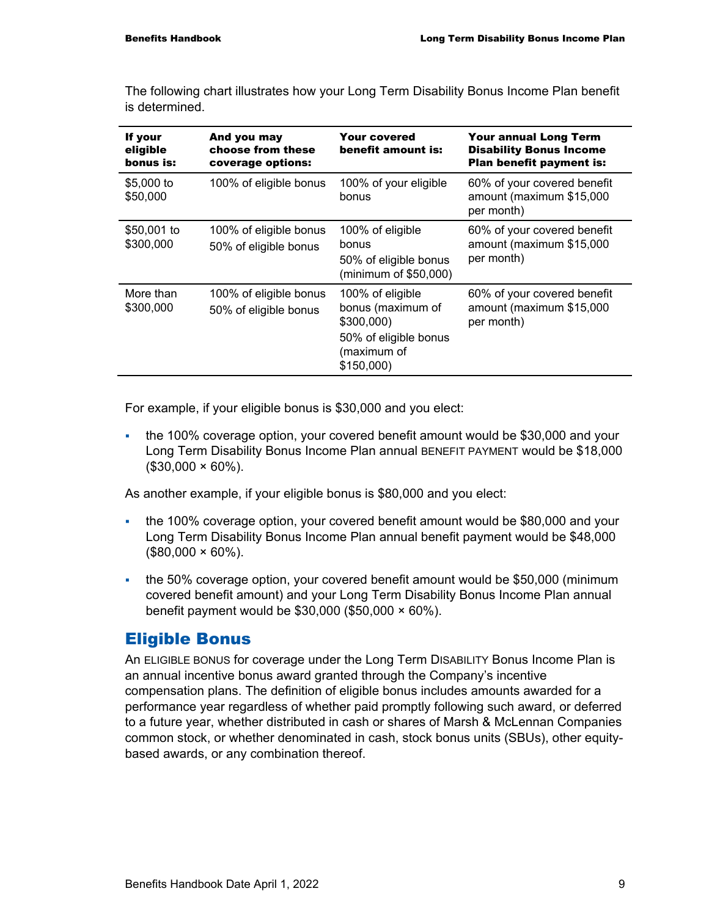The following chart illustrates how your Long Term Disability Bonus Income Plan benefit is determined.

| If your eligible bonus is: | And you may choose from these coverage options: | Your covered benefit amount is: | Your annual Long Term Disability Bonus Income Plan benefit payment is: |
|---|---|---|---|
| $5,000 to $50,000 | 100% of eligible bonus | 100% of your eligible bonus | 60% of your covered benefit amount (maximum $15,000 per month) |
| $50,001 to $300,000 | 100% of eligible bonus<br>50% of eligible bonus | 100% of eligible bonus<br>50% of eligible bonus (minimum of $50,000) | 60% of your covered benefit amount (maximum $15,000 per month) |
| More than $300,000 | 100% of eligible bonus<br>50% of eligible bonus | 100% of eligible bonus (maximum of $300,000)<br>50% of eligible bonus (maximum of $150,000) | 60% of your covered benefit amount (maximum $15,000 per month) |

For example, if your eligible bonus is $30,000 and you elect:

- the 100% coverage option, your covered benefit amount would be $30,000 and your Long Term Disability Bonus Income Plan annual BENEFIT PAYMENT would be $18,000 ($30,000 × 60%).

As another example, if your eligible bonus is $80,000 and you elect:

- the 100% coverage option, your covered benefit amount would be $80,000 and your Long Term Disability Bonus Income Plan annual benefit payment would be $48,000 ($80,000 × 60%).
- the 50% coverage option, your covered benefit amount would be $50,000 (minimum covered benefit amount) and your Long Term Disability Bonus Income Plan annual benefit payment would be $30,000 ($50,000 × 60%).

## Eligible Bonus

An ELIGIBLE BONUS for coverage under the Long Term DISABILITY Bonus Income Plan is an annual incentive bonus award granted through the Company's incentive compensation plans. The definition of eligible bonus includes amounts awarded for a performance year regardless of whether paid promptly following such award, or deferred to a future year, whether distributed in cash or shares of Marsh & McLennan Companies common stock, or whether denominated in cash, stock bonus units (SBUs), other equity-based awards, or any combination thereof.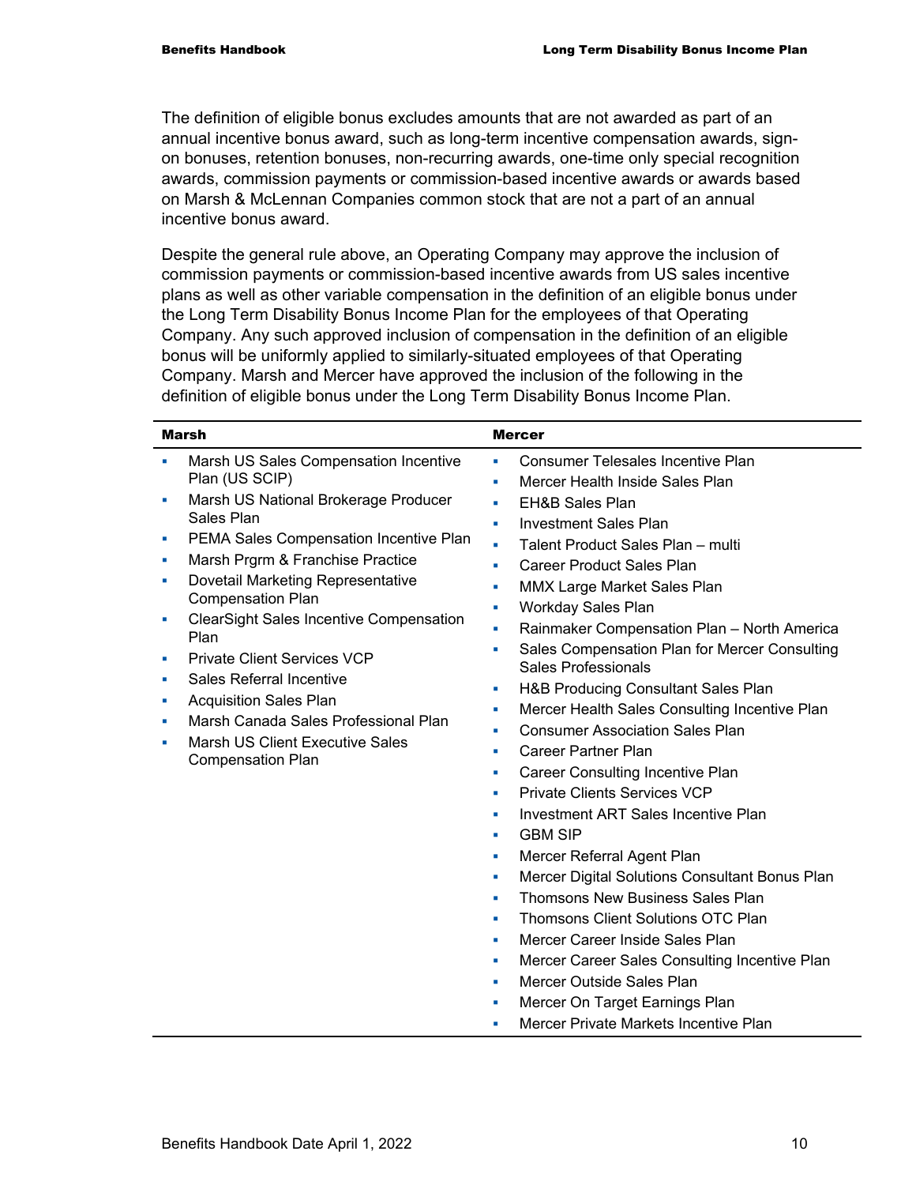The definition of eligible bonus excludes amounts that are not awarded as part of an annual incentive bonus award, such as long-term incentive compensation awards, sign-on bonuses, retention bonuses, non-recurring awards, one-time only special recognition awards, commission payments or commission-based incentive awards or awards based on Marsh & McLennan Companies common stock that are not a part of an annual incentive bonus award.

Despite the general rule above, an Operating Company may approve the inclusion of commission payments or commission-based incentive awards from US sales incentive plans as well as other variable compensation in the definition of an eligible bonus under the Long Term Disability Bonus Income Plan for the employees of that Operating Company. Any such approved inclusion of compensation in the definition of an eligible bonus will be uniformly applied to similarly-situated employees of that Operating Company. Marsh and Mercer have approved the inclusion of the following in the definition of eligible bonus under the Long Term Disability Bonus Income Plan.

| Marsh | Mercer |
|---|---|
| ▪ Marsh US Sales Compensation Incentive Plan (US SCIP)<br>▪ Marsh US National Brokerage Producer Sales Plan<br>▪ PEMA Sales Compensation Incentive Plan<br>▪ Marsh Prgrm & Franchise Practice<br>▪ Dovetail Marketing Representative Compensation Plan<br>▪ ClearSight Sales Incentive Compensation Plan<br>▪ Private Client Services VCP<br>▪ Sales Referral Incentive<br>▪ Acquisition Sales Plan<br>▪ Marsh Canada Sales Professional Plan<br>▪ Marsh US Client Executive Sales Compensation Plan | ▪ Consumer Telesales Incentive Plan<br>▪ Mercer Health Inside Sales Plan<br>▪ EH&B Sales Plan<br>▪ Investment Sales Plan<br>▪ Talent Product Sales Plan – multi<br>▪ Career Product Sales Plan<br>▪ MMX Large Market Sales Plan<br>▪ Workday Sales Plan<br>▪ Rainmaker Compensation Plan – North America<br>▪ Sales Compensation Plan for Mercer Consulting Sales Professionals<br>▪ H&B Producing Consultant Sales Plan<br>▪ Mercer Health Sales Consulting Incentive Plan<br>▪ Consumer Association Sales Plan<br>▪ Career Partner Plan<br>▪ Career Consulting Incentive Plan<br>▪ Private Clients Services VCP<br>▪ Investment ART Sales Incentive Plan<br>▪ GBM SIP<br>▪ Mercer Referral Agent Plan<br>▪ Mercer Digital Solutions Consultant Bonus Plan<br>▪ Thomsons New Business Sales Plan<br>▪ Thomsons Client Solutions OTC Plan<br>▪ Mercer Career Inside Sales Plan<br>▪ Mercer Career Sales Consulting Incentive Plan<br>▪ Mercer Outside Sales Plan<br>▪ Mercer On Target Earnings Plan<br>▪ Mercer Private Markets Incentive Plan |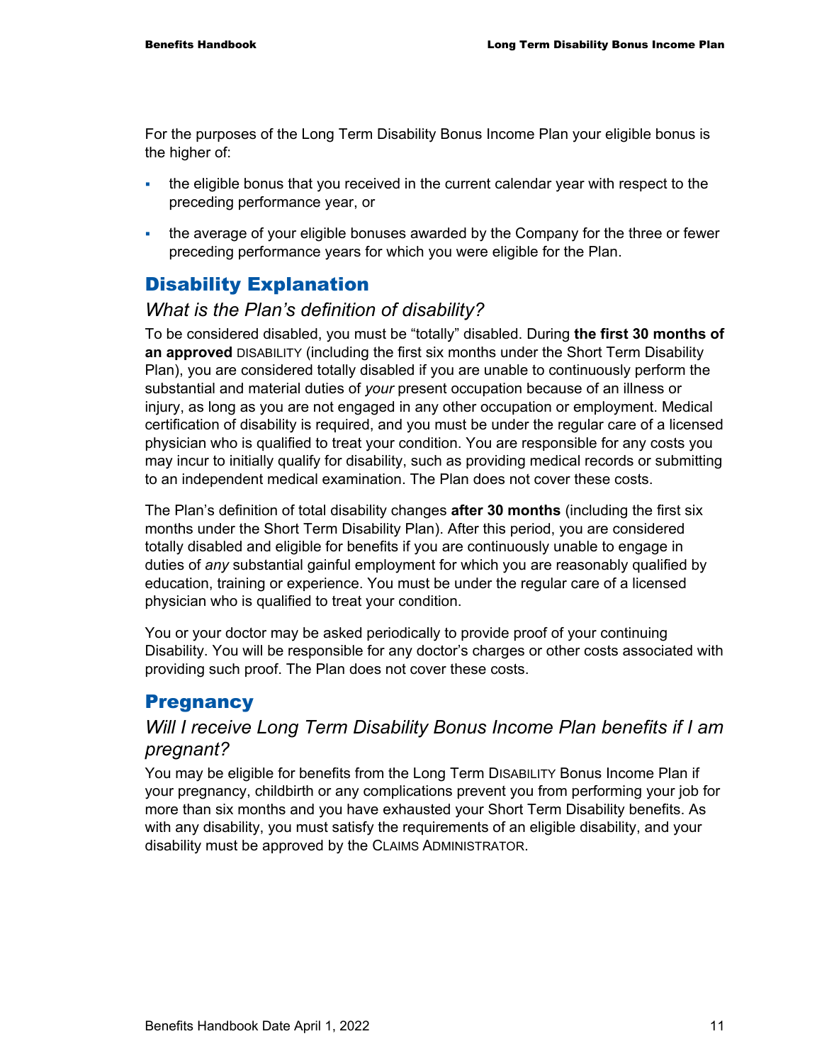For the purposes of the Long Term Disability Bonus Income Plan your eligible bonus is the higher of:

- the eligible bonus that you received in the current calendar year with respect to the preceding performance year, or
- the average of your eligible bonuses awarded by the Company for the three or fewer preceding performance years for which you were eligible for the Plan.

## Disability Explanation

### *What is the Plan's definition of disability?*

To be considered disabled, you must be "totally" disabled. During **the first 30 months of an approved** DISABILITY (including the first six months under the Short Term Disability Plan), you are considered totally disabled if you are unable to continuously perform the substantial and material duties of *your* present occupation because of an illness or injury, as long as you are not engaged in any other occupation or employment. Medical certification of disability is required, and you must be under the regular care of a licensed physician who is qualified to treat your condition. You are responsible for any costs you may incur to initially qualify for disability, such as providing medical records or submitting to an independent medical examination. The Plan does not cover these costs.

The Plan's definition of total disability changes **after 30 months** (including the first six months under the Short Term Disability Plan). After this period, you are considered totally disabled and eligible for benefits if you are continuously unable to engage in duties of *any* substantial gainful employment for which you are reasonably qualified by education, training or experience. You must be under the regular care of a licensed physician who is qualified to treat your condition.

You or your doctor may be asked periodically to provide proof of your continuing Disability. You will be responsible for any doctor's charges or other costs associated with providing such proof. The Plan does not cover these costs.

## Pregnancy

### *Will I receive Long Term Disability Bonus Income Plan benefits if I am pregnant?*

You may be eligible for benefits from the Long Term DISABILITY Bonus Income Plan if your pregnancy, childbirth or any complications prevent you from performing your job for more than six months and you have exhausted your Short Term Disability benefits. As with any disability, you must satisfy the requirements of an eligible disability, and your disability must be approved by the CLAIMS ADMINISTRATOR.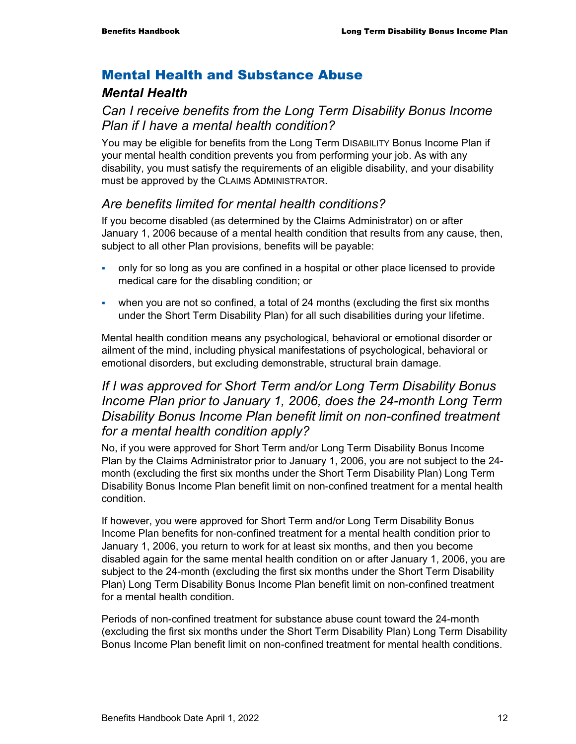## Mental Health and Substance Abuse

### *Mental Health*

#### *Can I receive benefits from the Long Term Disability Bonus Income Plan if I have a mental health condition?*

You may be eligible for benefits from the Long Term DISABILITY Bonus Income Plan if your mental health condition prevents you from performing your job. As with any disability, you must satisfy the requirements of an eligible disability, and your disability must be approved by the CLAIMS ADMINISTRATOR.

#### *Are benefits limited for mental health conditions?*

If you become disabled (as determined by the Claims Administrator) on or after January 1, 2006 because of a mental health condition that results from any cause, then, subject to all other Plan provisions, benefits will be payable:

- only for so long as you are confined in a hospital or other place licensed to provide medical care for the disabling condition; or
- when you are not so confined, a total of 24 months (excluding the first six months under the Short Term Disability Plan) for all such disabilities during your lifetime.

Mental health condition means any psychological, behavioral or emotional disorder or ailment of the mind, including physical manifestations of psychological, behavioral or emotional disorders, but excluding demonstrable, structural brain damage.

#### *If I was approved for Short Term and/or Long Term Disability Bonus Income Plan prior to January 1, 2006, does the 24-month Long Term Disability Bonus Income Plan benefit limit on non-confined treatment for a mental health condition apply?*

No, if you were approved for Short Term and/or Long Term Disability Bonus Income Plan by the Claims Administrator prior to January 1, 2006, you are not subject to the 24-month (excluding the first six months under the Short Term Disability Plan) Long Term Disability Bonus Income Plan benefit limit on non-confined treatment for a mental health condition.

If however, you were approved for Short Term and/or Long Term Disability Bonus Income Plan benefits for non-confined treatment for a mental health condition prior to January 1, 2006, you return to work for at least six months, and then you become disabled again for the same mental health condition on or after January 1, 2006, you are subject to the 24-month (excluding the first six months under the Short Term Disability Plan) Long Term Disability Bonus Income Plan benefit limit on non-confined treatment for a mental health condition.

Periods of non-confined treatment for substance abuse count toward the 24-month (excluding the first six months under the Short Term Disability Plan) Long Term Disability Bonus Income Plan benefit limit on non-confined treatment for mental health conditions.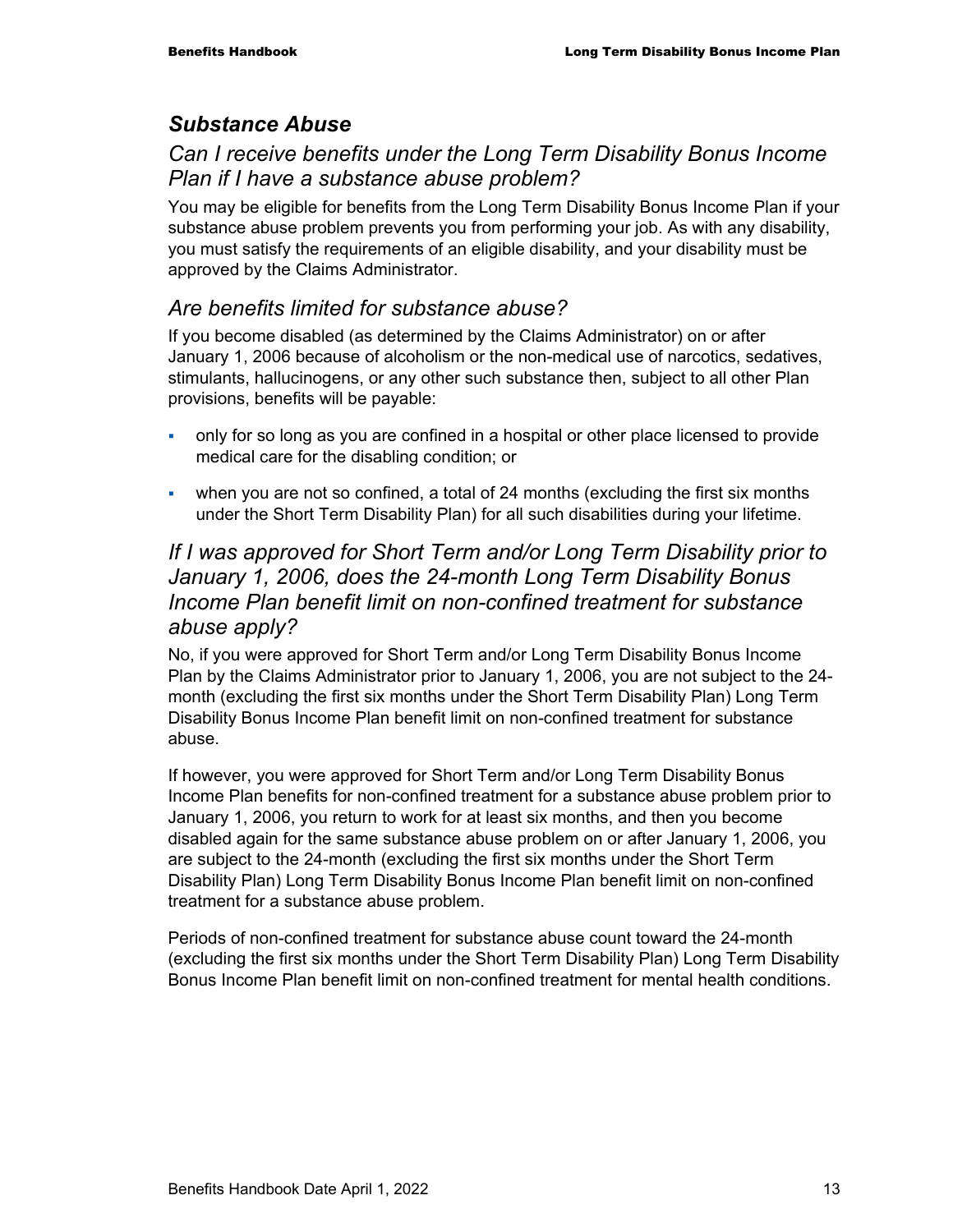## *Substance Abuse*

### *Can I receive benefits under the Long Term Disability Bonus Income Plan if I have a substance abuse problem?*

You may be eligible for benefits from the Long Term Disability Bonus Income Plan if your substance abuse problem prevents you from performing your job. As with any disability, you must satisfy the requirements of an eligible disability, and your disability must be approved by the Claims Administrator.

### *Are benefits limited for substance abuse?*

If you become disabled (as determined by the Claims Administrator) on or after January 1, 2006 because of alcoholism or the non-medical use of narcotics, sedatives, stimulants, hallucinogens, or any other such substance then, subject to all other Plan provisions, benefits will be payable:

- only for so long as you are confined in a hospital or other place licensed to provide medical care for the disabling condition; or
- when you are not so confined, a total of 24 months (excluding the first six months under the Short Term Disability Plan) for all such disabilities during your lifetime.

### *If I was approved for Short Term and/or Long Term Disability prior to January 1, 2006, does the 24-month Long Term Disability Bonus Income Plan benefit limit on non-confined treatment for substance abuse apply?*

No, if you were approved for Short Term and/or Long Term Disability Bonus Income Plan by the Claims Administrator prior to January 1, 2006, you are not subject to the 24-month (excluding the first six months under the Short Term Disability Plan) Long Term Disability Bonus Income Plan benefit limit on non-confined treatment for substance abuse.

If however, you were approved for Short Term and/or Long Term Disability Bonus Income Plan benefits for non-confined treatment for a substance abuse problem prior to January 1, 2006, you return to work for at least six months, and then you become disabled again for the same substance abuse problem on or after January 1, 2006, you are subject to the 24-month (excluding the first six months under the Short Term Disability Plan) Long Term Disability Bonus Income Plan benefit limit on non-confined treatment for a substance abuse problem.

Periods of non-confined treatment for substance abuse count toward the 24-month (excluding the first six months under the Short Term Disability Plan) Long Term Disability Bonus Income Plan benefit limit on non-confined treatment for mental health conditions.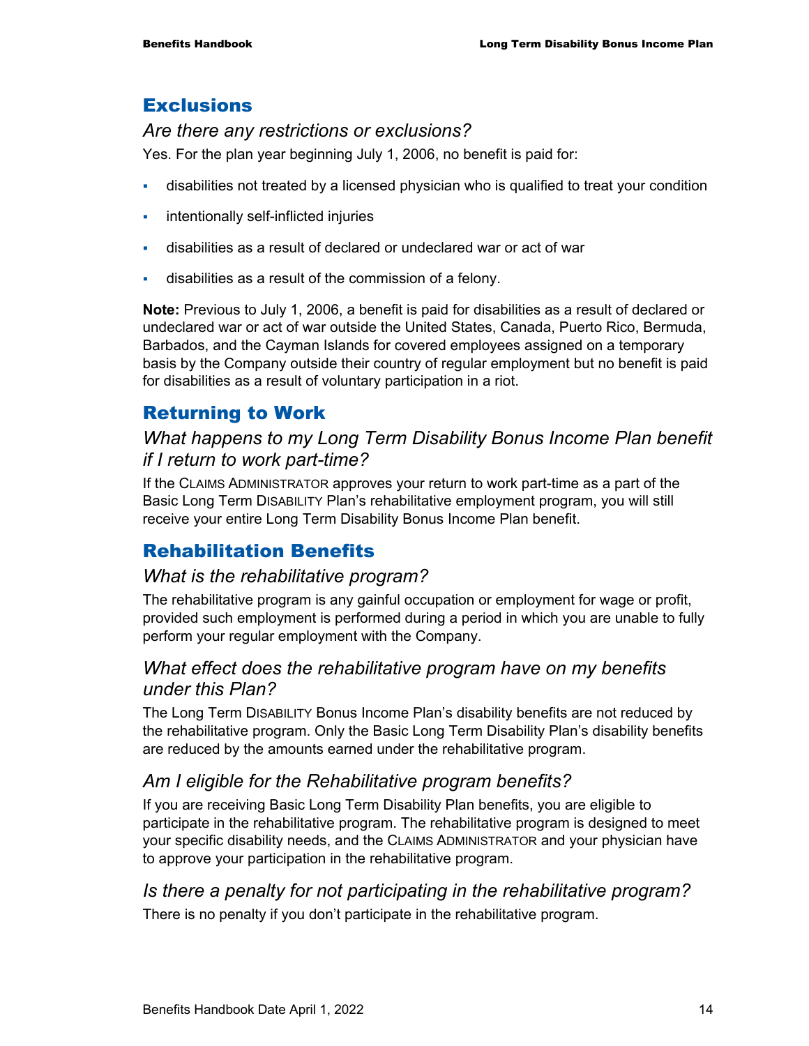## Exclusions

### *Are there any restrictions or exclusions?*

Yes. For the plan year beginning July 1, 2006, no benefit is paid for:

- disabilities not treated by a licensed physician who is qualified to treat your condition
- intentionally self-inflicted injuries
- disabilities as a result of declared or undeclared war or act of war
- disabilities as a result of the commission of a felony.

**Note:** Previous to July 1, 2006, a benefit is paid for disabilities as a result of declared or undeclared war or act of war outside the United States, Canada, Puerto Rico, Bermuda, Barbados, and the Cayman Islands for covered employees assigned on a temporary basis by the Company outside their country of regular employment but no benefit is paid for disabilities as a result of voluntary participation in a riot.

## Returning to Work

### *What happens to my Long Term Disability Bonus Income Plan benefit if I return to work part-time?*

If the CLAIMS ADMINISTRATOR approves your return to work part-time as a part of the Basic Long Term DISABILITY Plan's rehabilitative employment program, you will still receive your entire Long Term Disability Bonus Income Plan benefit.

## Rehabilitation Benefits

### *What is the rehabilitative program?*

The rehabilitative program is any gainful occupation or employment for wage or profit, provided such employment is performed during a period in which you are unable to fully perform your regular employment with the Company.

### *What effect does the rehabilitative program have on my benefits under this Plan?*

The Long Term DISABILITY Bonus Income Plan's disability benefits are not reduced by the rehabilitative program. Only the Basic Long Term Disability Plan's disability benefits are reduced by the amounts earned under the rehabilitative program.

### *Am I eligible for the Rehabilitative program benefits?*

If you are receiving Basic Long Term Disability Plan benefits, you are eligible to participate in the rehabilitative program. The rehabilitative program is designed to meet your specific disability needs, and the CLAIMS ADMINISTRATOR and your physician have to approve your participation in the rehabilitative program.

### *Is there a penalty for not participating in the rehabilitative program?*

There is no penalty if you don't participate in the rehabilitative program.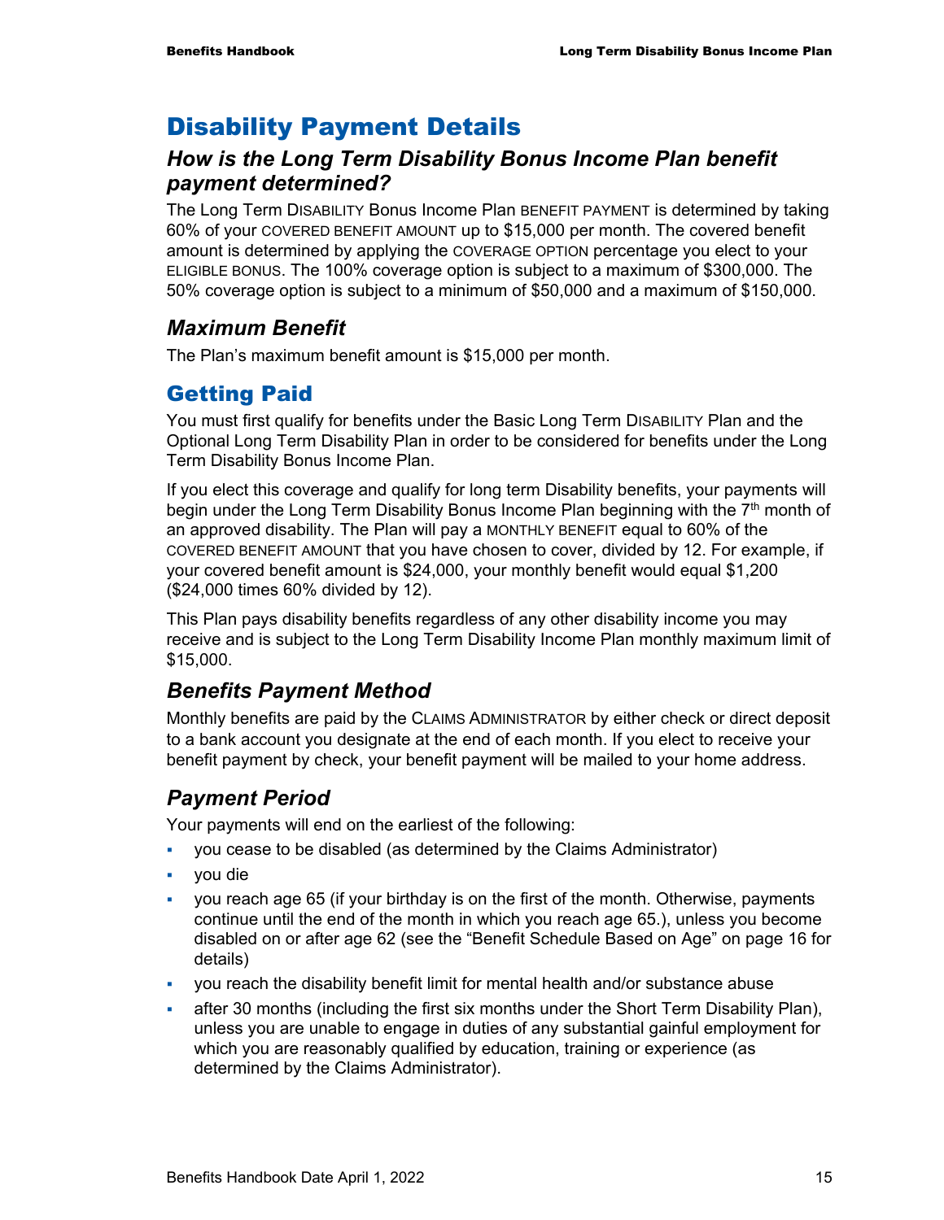# Disability Payment Details

## *How is the Long Term Disability Bonus Income Plan benefit payment determined?*

The Long Term DISABILITY Bonus Income Plan BENEFIT PAYMENT is determined by taking 60% of your COVERED BENEFIT AMOUNT up to $15,000 per month. The covered benefit amount is determined by applying the COVERAGE OPTION percentage you elect to your ELIGIBLE BONUS. The 100% coverage option is subject to a maximum of $300,000. The 50% coverage option is subject to a minimum of $50,000 and a maximum of $150,000.

## *Maximum Benefit*

The Plan's maximum benefit amount is $15,000 per month.

# Getting Paid

You must first qualify for benefits under the Basic Long Term DISABILITY Plan and the Optional Long Term Disability Plan in order to be considered for benefits under the Long Term Disability Bonus Income Plan.

If you elect this coverage and qualify for long term Disability benefits, your payments will begin under the Long Term Disability Bonus Income Plan beginning with the 7th month of an approved disability. The Plan will pay a MONTHLY BENEFIT equal to 60% of the COVERED BENEFIT AMOUNT that you have chosen to cover, divided by 12. For example, if your covered benefit amount is $24,000, your monthly benefit would equal $1,200 ($24,000 times 60% divided by 12).

This Plan pays disability benefits regardless of any other disability income you may receive and is subject to the Long Term Disability Income Plan monthly maximum limit of $15,000.

## *Benefits Payment Method*

Monthly benefits are paid by the CLAIMS ADMINISTRATOR by either check or direct deposit to a bank account you designate at the end of each month. If you elect to receive your benefit payment by check, your benefit payment will be mailed to your home address.

## *Payment Period*

Your payments will end on the earliest of the following:

- you cease to be disabled (as determined by the Claims Administrator)
- you die
- you reach age 65 (if your birthday is on the first of the month. Otherwise, payments continue until the end of the month in which you reach age 65.), unless you become disabled on or after age 62 (see the "Benefit Schedule Based on Age" on page 16 for details)
- you reach the disability benefit limit for mental health and/or substance abuse
- after 30 months (including the first six months under the Short Term Disability Plan), unless you are unable to engage in duties of any substantial gainful employment for which you are reasonably qualified by education, training or experience (as determined by the Claims Administrator).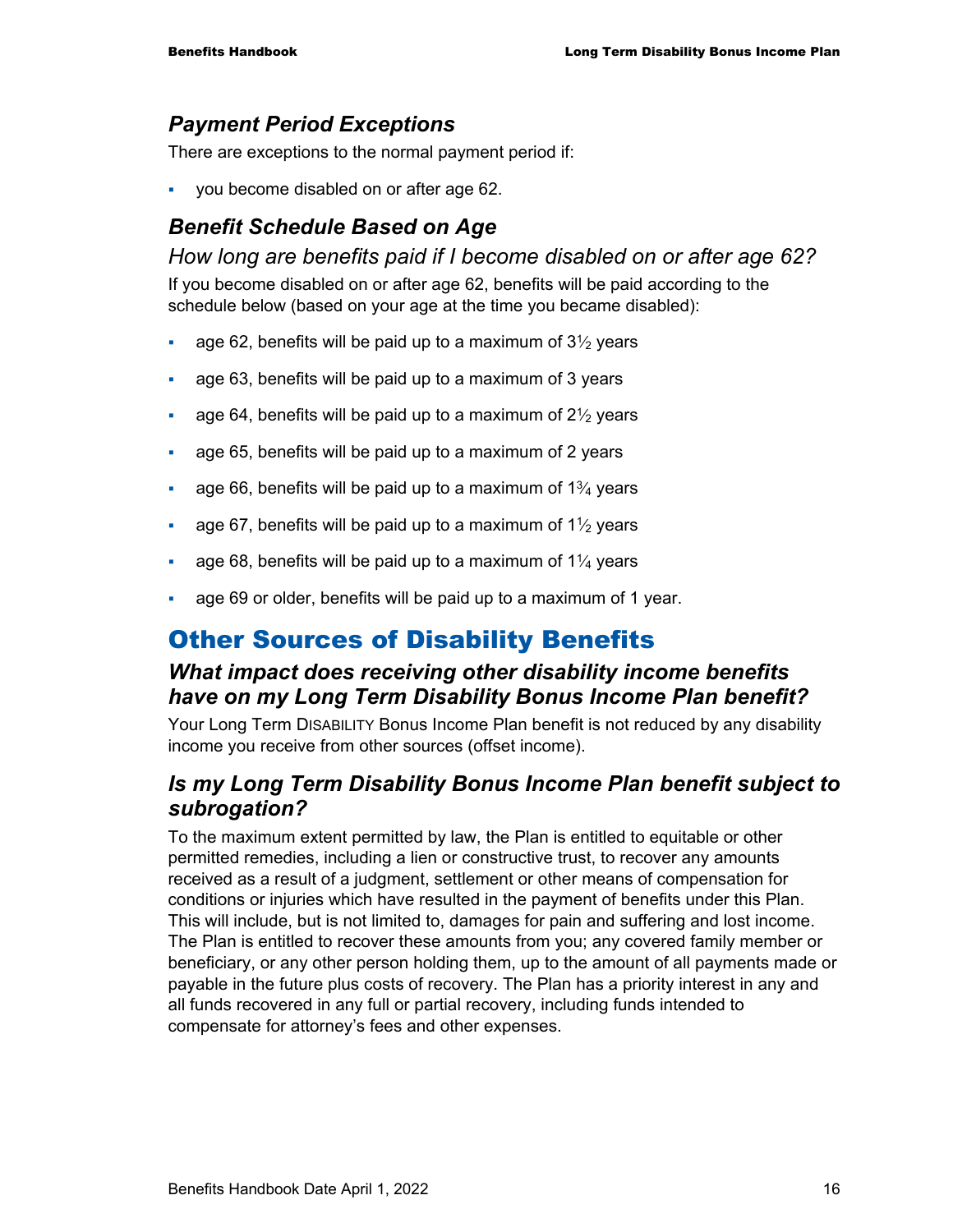### *Payment Period Exceptions*

There are exceptions to the normal payment period if:

- you become disabled on or after age 62.

### *Benefit Schedule Based on Age*

#### *How long are benefits paid if I become disabled on or after age 62?*

If you become disabled on or after age 62, benefits will be paid according to the schedule below (based on your age at the time you became disabled):

- age 62, benefits will be paid up to a maximum of 3½ years
- age 63, benefits will be paid up to a maximum of 3 years
- age 64, benefits will be paid up to a maximum of 2½ years
- age 65, benefits will be paid up to a maximum of 2 years
- age 66, benefits will be paid up to a maximum of 1¾ years
- age 67, benefits will be paid up to a maximum of 1½ years
- age 68, benefits will be paid up to a maximum of 1¼ years
- age 69 or older, benefits will be paid up to a maximum of 1 year.

## Other Sources of Disability Benefits

### *What impact does receiving other disability income benefits have on my Long Term Disability Bonus Income Plan benefit?*

Your Long Term DISABILITY Bonus Income Plan benefit is not reduced by any disability income you receive from other sources (offset income).

### *Is my Long Term Disability Bonus Income Plan benefit subject to subrogation?*

To the maximum extent permitted by law, the Plan is entitled to equitable or other permitted remedies, including a lien or constructive trust, to recover any amounts received as a result of a judgment, settlement or other means of compensation for conditions or injuries which have resulted in the payment of benefits under this Plan. This will include, but is not limited to, damages for pain and suffering and lost income. The Plan is entitled to recover these amounts from you; any covered family member or beneficiary, or any other person holding them, up to the amount of all payments made or payable in the future plus costs of recovery. The Plan has a priority interest in any and all funds recovered in any full or partial recovery, including funds intended to compensate for attorney's fees and other expenses.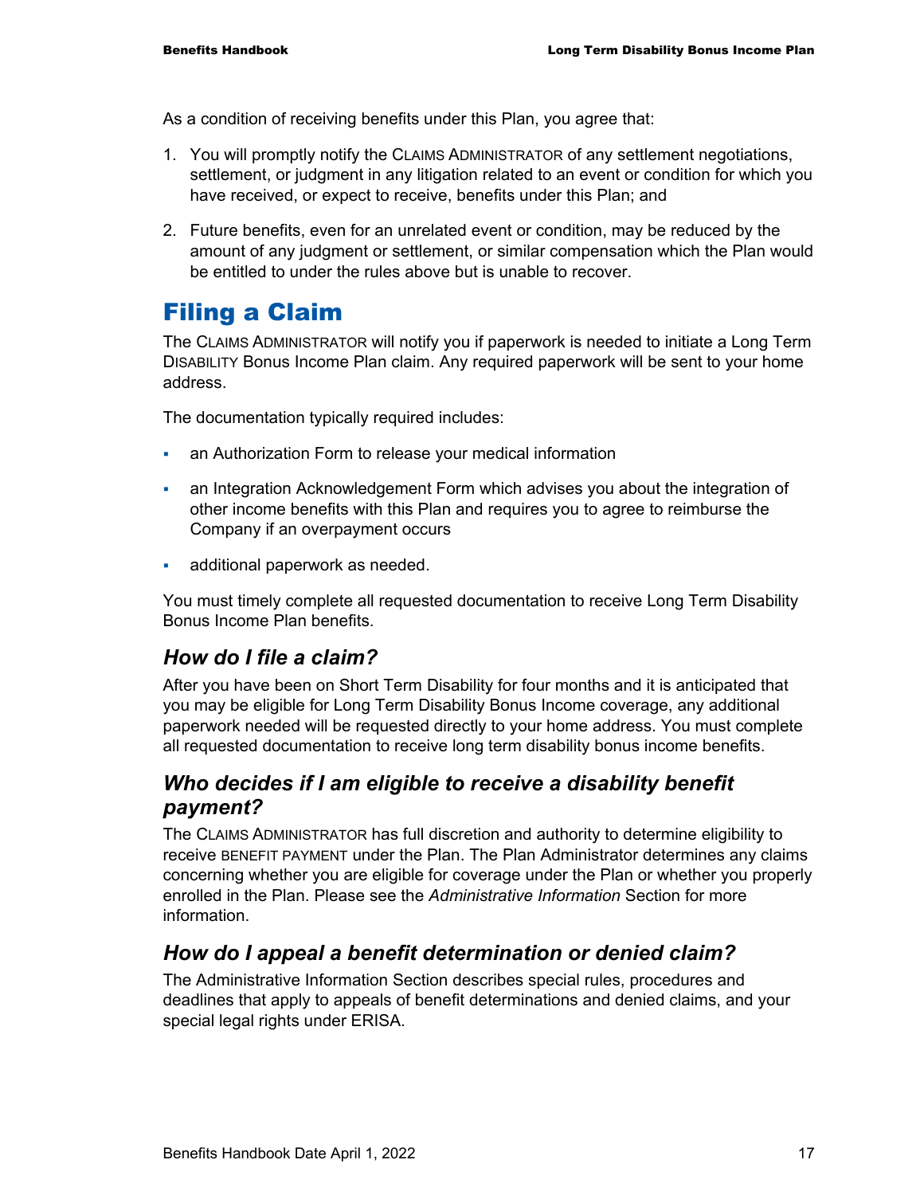As a condition of receiving benefits under this Plan, you agree that:

1. You will promptly notify the CLAIMS ADMINISTRATOR of any settlement negotiations, settlement, or judgment in any litigation related to an event or condition for which you have received, or expect to receive, benefits under this Plan; and
2. Future benefits, even for an unrelated event or condition, may be reduced by the amount of any judgment or settlement, or similar compensation which the Plan would be entitled to under the rules above but is unable to recover.

# Filing a Claim

The CLAIMS ADMINISTRATOR will notify you if paperwork is needed to initiate a Long Term DISABILITY Bonus Income Plan claim. Any required paperwork will be sent to your home address.

The documentation typically required includes:

- an Authorization Form to release your medical information
- an Integration Acknowledgement Form which advises you about the integration of other income benefits with this Plan and requires you to agree to reimburse the Company if an overpayment occurs
- additional paperwork as needed.

You must timely complete all requested documentation to receive Long Term Disability Bonus Income Plan benefits.

## *How do I file a claim?*

After you have been on Short Term Disability for four months and it is anticipated that you may be eligible for Long Term Disability Bonus Income coverage, any additional paperwork needed will be requested directly to your home address. You must complete all requested documentation to receive long term disability bonus income benefits.

## *Who decides if I am eligible to receive a disability benefit payment?*

The CLAIMS ADMINISTRATOR has full discretion and authority to determine eligibility to receive BENEFIT PAYMENT under the Plan. The Plan Administrator determines any claims concerning whether you are eligible for coverage under the Plan or whether you properly enrolled in the Plan. Please see the *Administrative Information* Section for more information.

## *How do I appeal a benefit determination or denied claim?*

The Administrative Information Section describes special rules, procedures and deadlines that apply to appeals of benefit determinations and denied claims, and your special legal rights under ERISA.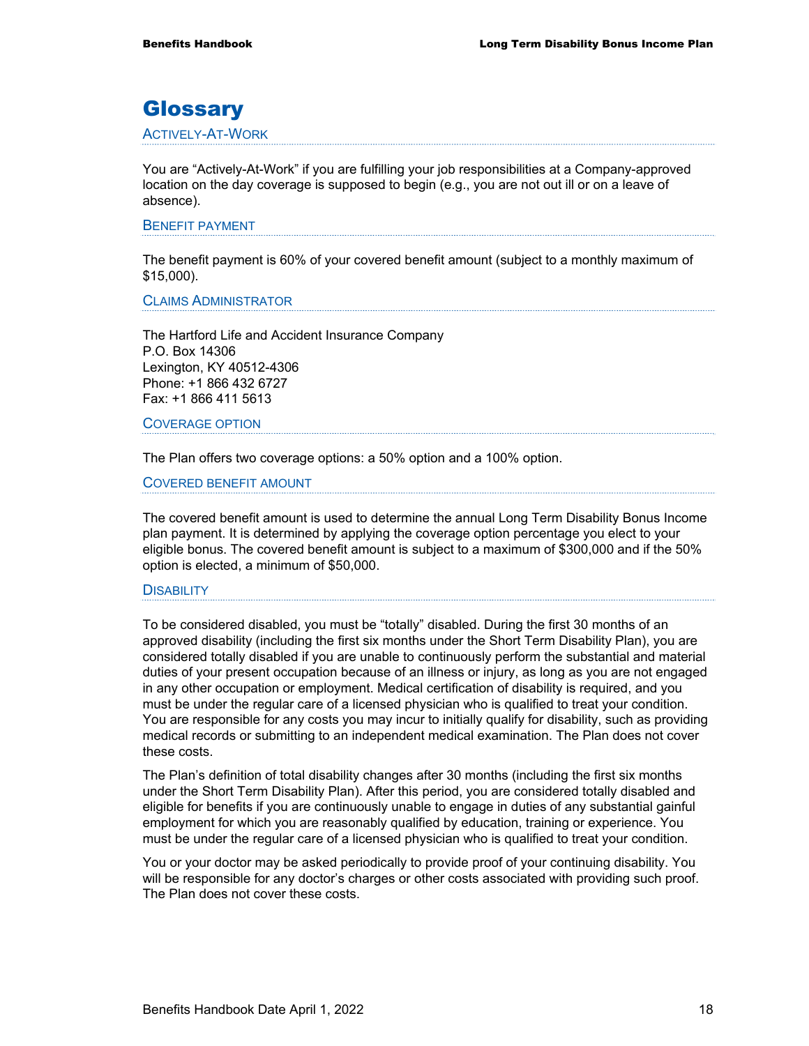# Glossary

## Actively-At-Work

You are “Actively-At-Work” if you are fulfilling your job responsibilities at a Company-approved location on the day coverage is supposed to begin (e.g., you are not out ill or on a leave of absence).

## Benefit payment

The benefit payment is 60% of your covered benefit amount (subject to a monthly maximum of $15,000).

## Claims Administrator

The Hartford Life and Accident Insurance Company
P.O. Box 14306
Lexington, KY 40512-4306
Phone: +1 866 432 6727
Fax: +1 866 411 5613

## Coverage option

The Plan offers two coverage options: a 50% option and a 100% option.

## Covered benefit amount

The covered benefit amount is used to determine the annual Long Term Disability Bonus Income plan payment. It is determined by applying the coverage option percentage you elect to your eligible bonus. The covered benefit amount is subject to a maximum of $300,000 and if the 50% option is elected, a minimum of $50,000.

## Disability

To be considered disabled, you must be “totally” disabled. During the first 30 months of an approved disability (including the first six months under the Short Term Disability Plan), you are considered totally disabled if you are unable to continuously perform the substantial and material duties of your present occupation because of an illness or injury, as long as you are not engaged in any other occupation or employment. Medical certification of disability is required, and you must be under the regular care of a licensed physician who is qualified to treat your condition. You are responsible for any costs you may incur to initially qualify for disability, such as providing medical records or submitting to an independent medical examination. The Plan does not cover these costs.

The Plan’s definition of total disability changes after 30 months (including the first six months under the Short Term Disability Plan). After this period, you are considered totally disabled and eligible for benefits if you are continuously unable to engage in duties of any substantial gainful employment for which you are reasonably qualified by education, training or experience. You must be under the regular care of a licensed physician who is qualified to treat your condition.

You or your doctor may be asked periodically to provide proof of your continuing disability. You will be responsible for any doctor’s charges or other costs associated with providing such proof. The Plan does not cover these costs.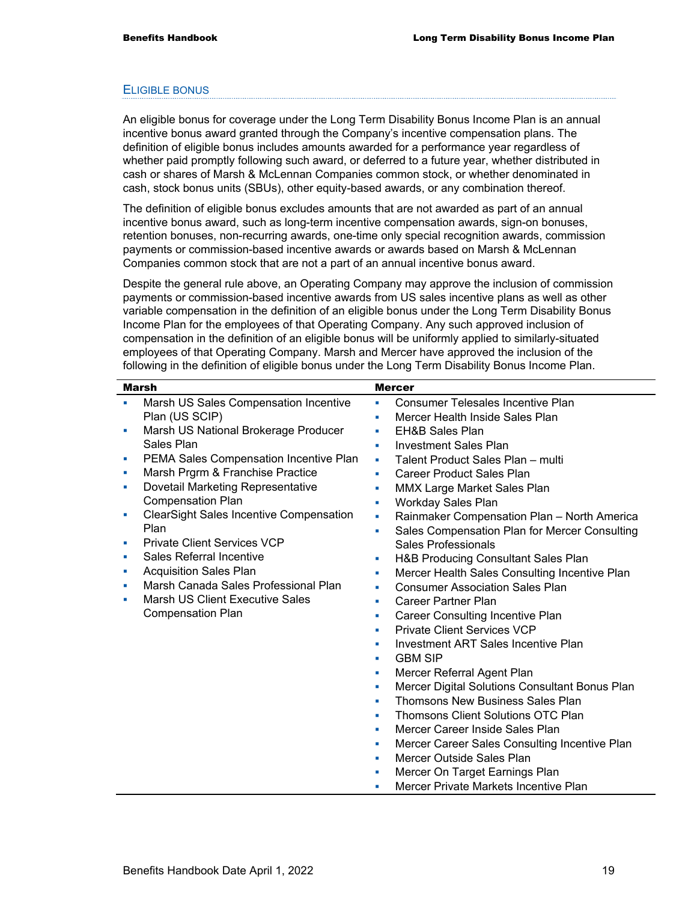## Eligible bonus

An eligible bonus for coverage under the Long Term Disability Bonus Income Plan is an annual incentive bonus award granted through the Company's incentive compensation plans. The definition of eligible bonus includes amounts awarded for a performance year regardless of whether paid promptly following such award, or deferred to a future year, whether distributed in cash or shares of Marsh & McLennan Companies common stock, or whether denominated in cash, stock bonus units (SBUs), other equity-based awards, or any combination thereof.

The definition of eligible bonus excludes amounts that are not awarded as part of an annual incentive bonus award, such as long-term incentive compensation awards, sign-on bonuses, retention bonuses, non-recurring awards, one-time only special recognition awards, commission payments or commission-based incentive awards or awards based on Marsh & McLennan Companies common stock that are not a part of an annual incentive bonus award.

Despite the general rule above, an Operating Company may approve the inclusion of commission payments or commission-based incentive awards from US sales incentive plans as well as other variable compensation in the definition of an eligible bonus under the Long Term Disability Bonus Income Plan for the employees of that Operating Company. Any such approved inclusion of compensation in the definition of an eligible bonus will be uniformly applied to similarly-situated employees of that Operating Company. Marsh and Mercer have approved the inclusion of the following in the definition of eligible bonus under the Long Term Disability Bonus Income Plan.

| Marsh | Mercer |
|---|---|
| ▪ Marsh US Sales Compensation Incentive Plan (US SCIP)<br>▪ Marsh US National Brokerage Producer Sales Plan<br>▪ PEMA Sales Compensation Incentive Plan<br>▪ Marsh Prgrm & Franchise Practice<br>▪ Dovetail Marketing Representative Compensation Plan<br>▪ ClearSight Sales Incentive Compensation Plan<br>▪ Private Client Services VCP<br>▪ Sales Referral Incentive<br>▪ Acquisition Sales Plan<br>▪ Marsh Canada Sales Professional Plan<br>▪ Marsh US Client Executive Sales Compensation Plan | ▪ Consumer Telesales Incentive Plan<br>▪ Mercer Health Inside Sales Plan<br>▪ EH&B Sales Plan<br>▪ Investment Sales Plan<br>▪ Talent Product Sales Plan – multi<br>▪ Career Product Sales Plan<br>▪ MMX Large Market Sales Plan<br>▪ Workday Sales Plan<br>▪ Rainmaker Compensation Plan – North America<br>▪ Sales Compensation Plan for Mercer Consulting Sales Professionals<br>▪ H&B Producing Consultant Sales Plan<br>▪ Mercer Health Sales Consulting Incentive Plan<br>▪ Consumer Association Sales Plan<br>▪ Career Partner Plan<br>▪ Career Consulting Incentive Plan<br>▪ Private Client Services VCP<br>▪ Investment ART Sales Incentive Plan<br>▪ GBM SIP<br>▪ Mercer Referral Agent Plan<br>▪ Mercer Digital Solutions Consultant Bonus Plan<br>▪ Thomsons New Business Sales Plan<br>▪ Thomsons Client Solutions OTC Plan<br>▪ Mercer Career Inside Sales Plan<br>▪ Mercer Career Sales Consulting Incentive Plan<br>▪ Mercer Outside Sales Plan<br>▪ Mercer On Target Earnings Plan<br>▪ Mercer Private Markets Incentive Plan |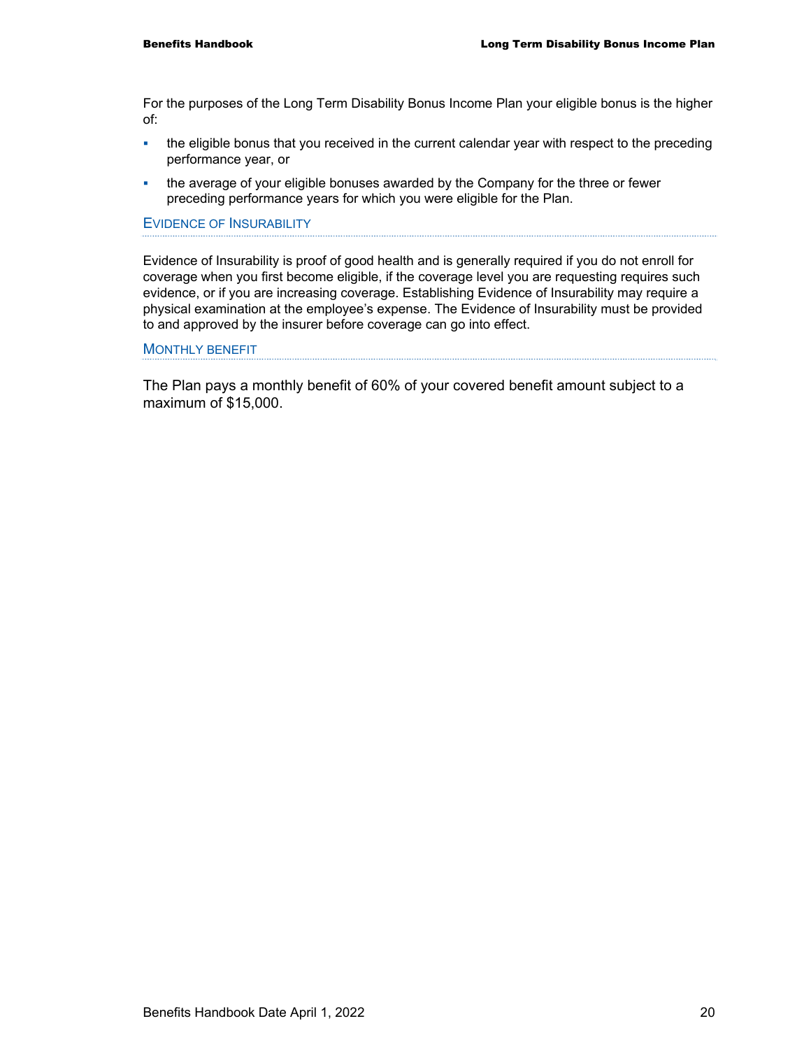For the purposes of the Long Term Disability Bonus Income Plan your eligible bonus is the higher of:

- the eligible bonus that you received in the current calendar year with respect to the preceding performance year, or
- the average of your eligible bonuses awarded by the Company for the three or fewer preceding performance years for which you were eligible for the Plan.

### Evidence of Insurability

Evidence of Insurability is proof of good health and is generally required if you do not enroll for coverage when you first become eligible, if the coverage level you are requesting requires such evidence, or if you are increasing coverage. Establishing Evidence of Insurability may require a physical examination at the employee's expense. The Evidence of Insurability must be provided to and approved by the insurer before coverage can go into effect.

### Monthly benefit

The Plan pays a monthly benefit of 60% of your covered benefit amount subject to a maximum of $15,000.